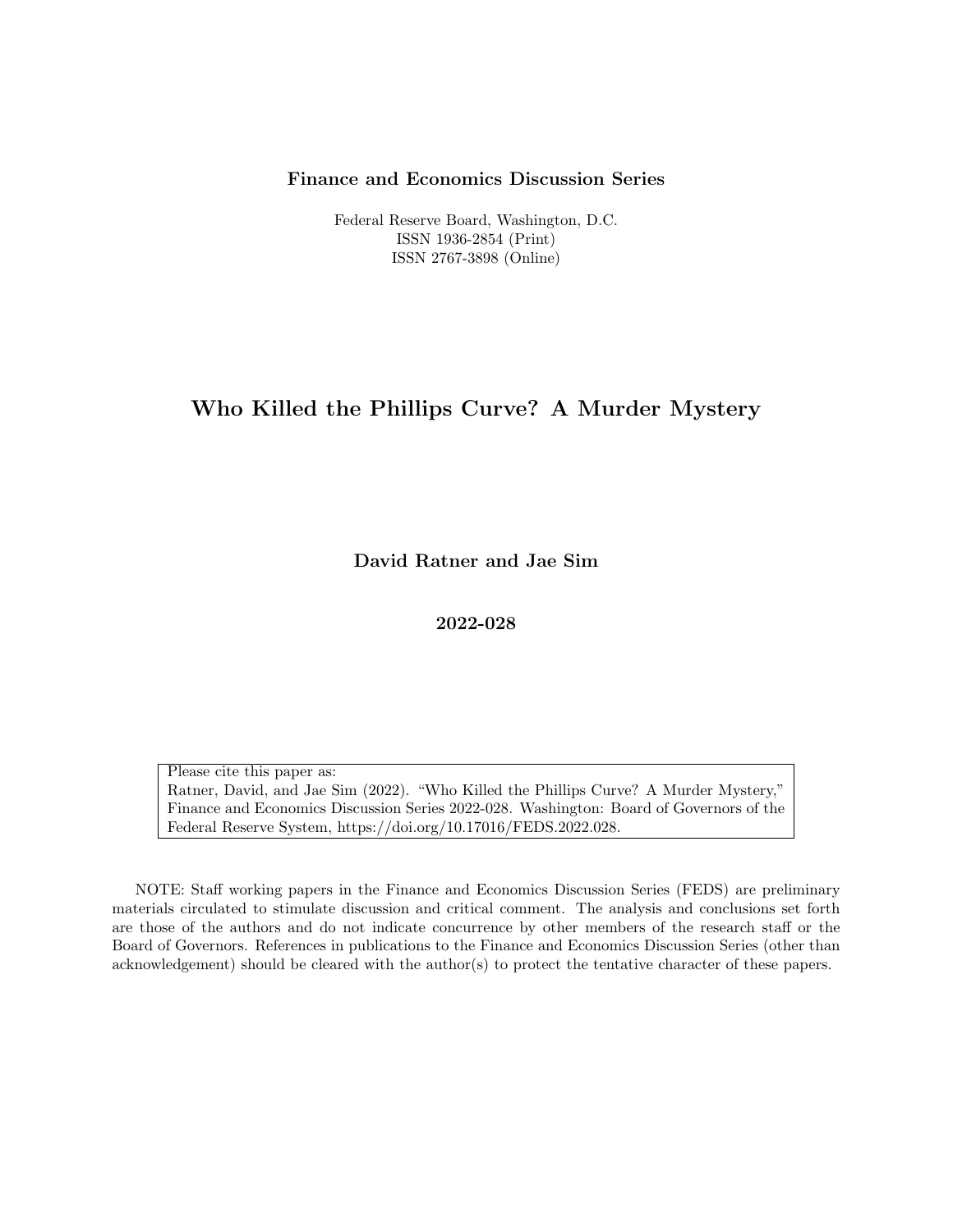**Finance and Economics Discussion Series**

Federal Reserve Board, Washington, D.C.
ISSN 1936-2854 (Print)
ISSN 2767-3898 (Online)

# Who Killed the Phillips Curve? A Murder Mystery

**David Ratner and Jae Sim**

**2022-028**

Please cite this paper as:
Ratner, David, and Jae Sim (2022). "Who Killed the Phillips Curve? A Murder Mystery," Finance and Economics Discussion Series 2022-028. Washington: Board of Governors of the Federal Reserve System, https://doi.org/10.17016/FEDS.2022.028.

NOTE: Staff working papers in the Finance and Economics Discussion Series (FEDS) are preliminary materials circulated to stimulate discussion and critical comment. The analysis and conclusions set forth are those of the authors and do not indicate concurrence by other members of the research staff or the Board of Governors. References in publications to the Finance and Economics Discussion Series (other than acknowledgement) should be cleared with the author(s) to protect the tentative character of these papers.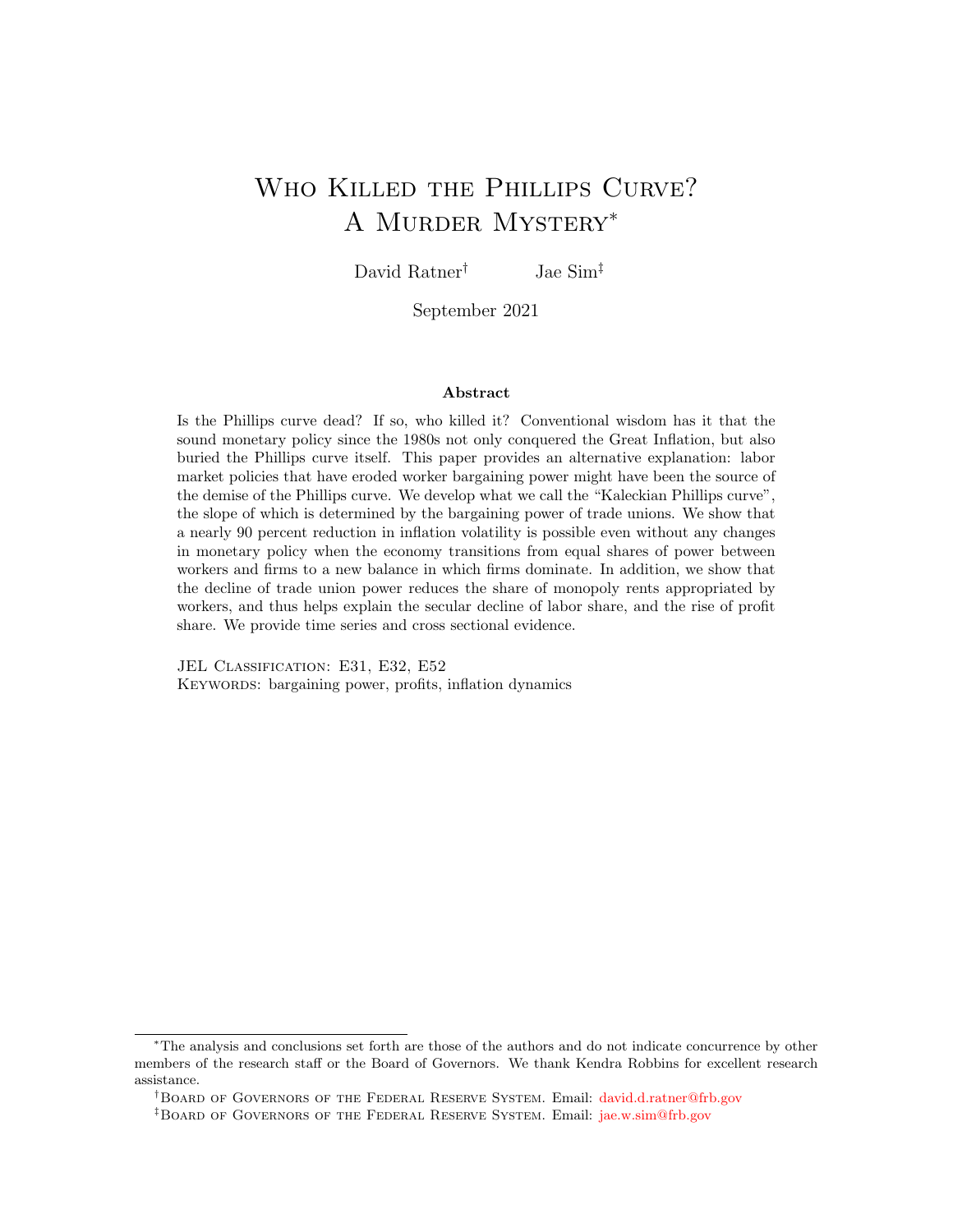# Who Killed the Phillips Curve? A Murder Mystery*

David Ratner[†] Jae Sim[‡]

September 2021

### Abstract

Is the Phillips curve dead? If so, who killed it? Conventional wisdom has it that the sound monetary policy since the 1980s not only conquered the Great Inflation, but also buried the Phillips curve itself. This paper provides an alternative explanation: labor market policies that have eroded worker bargaining power might have been the source of the demise of the Phillips curve. We develop what we call the "Kaleckian Phillips curve", the slope of which is determined by the bargaining power of trade unions. We show that a nearly 90 percent reduction in inflation volatility is possible even without any changes in monetary policy when the economy transitions from equal shares of power between workers and firms to a new balance in which firms dominate. In addition, we show that the decline of trade union power reduces the share of monopoly rents appropriated by workers, and thus helps explain the secular decline of labor share, and the rise of profit share. We provide time series and cross sectional evidence.

JEL Classification: E31, E32, E52
Keywords: bargaining power, profits, inflation dynamics

---

*The analysis and conclusions set forth are those of the authors and do not indicate concurrence by other members of the research staff or the Board of Governors. We thank Kendra Robbins for excellent research assistance.

[†]Board of Governors of the Federal Reserve System. Email: david.d.ratner@frb.gov

[‡]Board of Governors of the Federal Reserve System. Email: jae.w.sim@frb.gov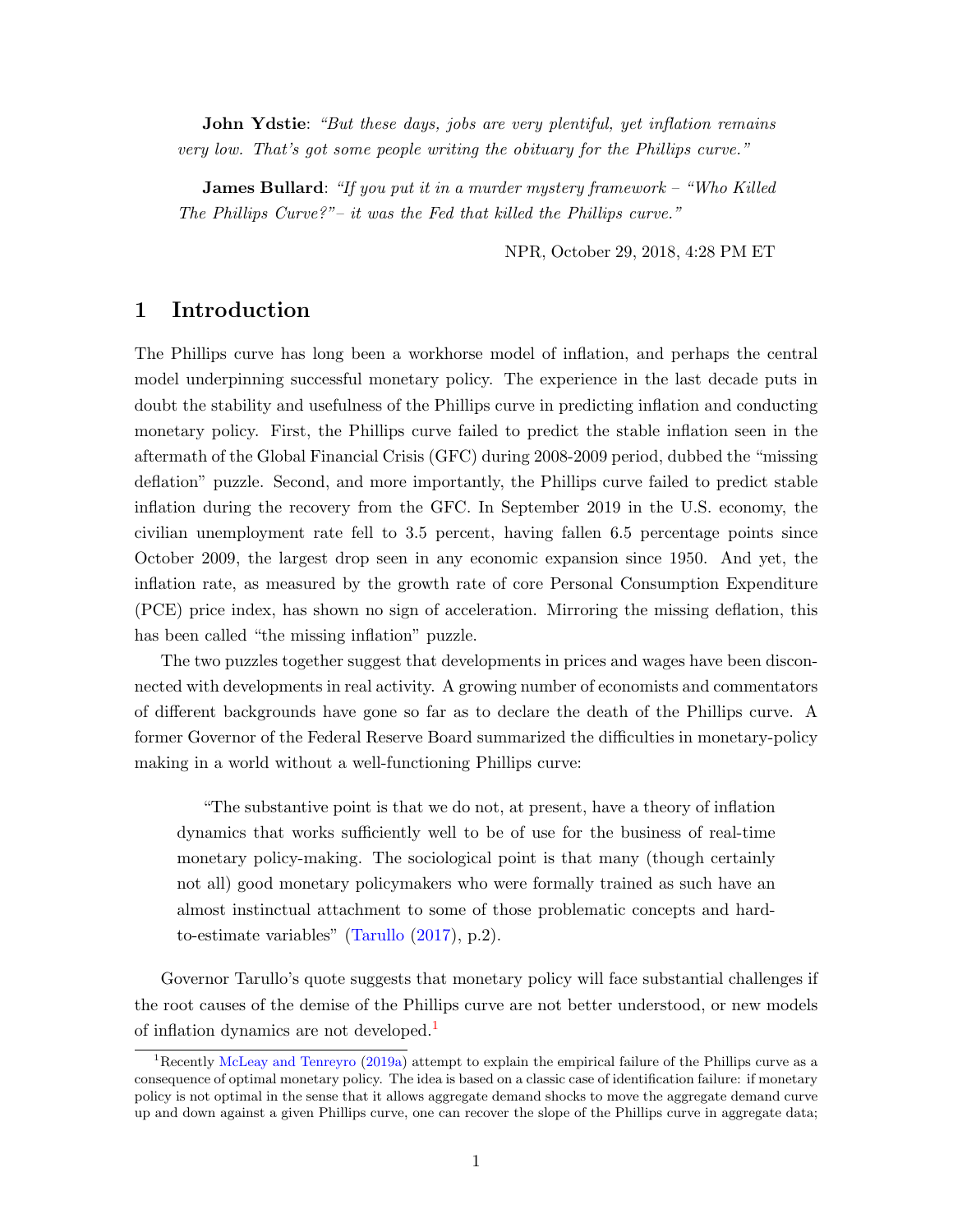> **John Ydstie**: *"But these days, jobs are very plentiful, yet inflation remains very low. That's got some people writing the obituary for the Phillips curve."*
>
> **James Bullard**: *"If you put it in a murder mystery framework – "Who Killed The Phillips Curve?"– it was the Fed that killed the Phillips curve."*
>
> NPR, October 29, 2018, 4:28 PM ET

## 1 Introduction

The Phillips curve has long been a workhorse model of inflation, and perhaps the central model underpinning successful monetary policy. The experience in the last decade puts in doubt the stability and usefulness of the Phillips curve in predicting inflation and conducting monetary policy. First, the Phillips curve failed to predict the stable inflation seen in the aftermath of the Global Financial Crisis (GFC) during 2008-2009 period, dubbed the "missing deflation" puzzle. Second, and more importantly, the Phillips curve failed to predict stable inflation during the recovery from the GFC. In September 2019 in the U.S. economy, the civilian unemployment rate fell to 3.5 percent, having fallen 6.5 percentage points since October 2009, the largest drop seen in any economic expansion since 1950. And yet, the inflation rate, as measured by the growth rate of core Personal Consumption Expenditure (PCE) price index, has shown no sign of acceleration. Mirroring the missing deflation, this has been called "the missing inflation" puzzle.

The two puzzles together suggest that developments in prices and wages have been disconnected with developments in real activity. A growing number of economists and commentators of different backgrounds have gone so far as to declare the death of the Phillips curve. A former Governor of the Federal Reserve Board summarized the difficulties in monetary-policy making in a world without a well-functioning Phillips curve:

> "The substantive point is that we do not, at present, have a theory of inflation dynamics that works sufficiently well to be of use for the business of real-time monetary policy-making. The sociological point is that many (though certainly not all) good monetary policymakers who were formally trained as such have an almost instinctual attachment to some of those problematic concepts and hard-to-estimate variables" (Tarullo (2017), p.2).

Governor Tarullo's quote suggests that monetary policy will face substantial challenges if the root causes of the demise of the Phillips curve are not better understood, or new models of inflation dynamics are not developed.[1]

[1] Recently McLeay and Tenreyro (2019a) attempt to explain the empirical failure of the Phillips curve as a consequence of optimal monetary policy. The idea is based on a classic case of identification failure: if monetary policy is not optimal in the sense that it allows aggregate demand shocks to move the aggregate demand curve up and down against a given Phillips curve, one can recover the slope of the Phillips curve in aggregate data;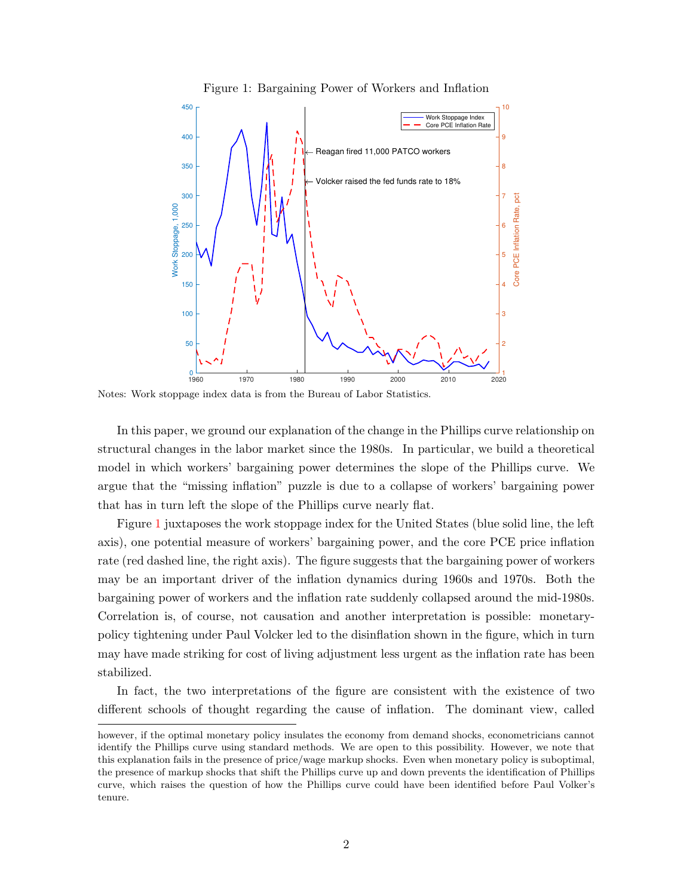Figure 1: Bargaining Power of Workers and Inflation

Notes: Work stoppage index data is from the Bureau of Labor Statistics.

In this paper, we ground our explanation of the change in the Phillips curve relationship on structural changes in the labor market since the 1980s. In particular, we build a theoretical model in which workers' bargaining power determines the slope of the Phillips curve. We argue that the "missing inflation" puzzle is due to a collapse of workers' bargaining power that has in turn left the slope of the Phillips curve nearly flat.

Figure 1 juxtaposes the work stoppage index for the United States (blue solid line, the left axis), one potential measure of workers' bargaining power, and the core PCE price inflation rate (red dashed line, the right axis). The figure suggests that the bargaining power of workers may be an important driver of the inflation dynamics during 1960s and 1970s. Both the bargaining power of workers and the inflation rate suddenly collapsed around the mid-1980s. Correlation is, of course, not causation and another interpretation is possible: monetary-policy tightening under Paul Volcker led to the disinflation shown in the figure, which in turn may have made striking for cost of living adjustment less urgent as the inflation rate has been stabilized.

In fact, the two interpretations of the figure are consistent with the existence of two different schools of thought regarding the cause of inflation. The dominant view, called

however, if the optimal monetary policy insulates the economy from demand shocks, econometricians cannot identify the Phillips curve using standard methods. We are open to this possibility. However, we note that this explanation fails in the presence of price/wage markup shocks. Even when monetary policy is suboptimal, the presence of markup shocks that shift the Phillips curve up and down prevents the identification of Phillips curve, which raises the question of how the Phillips curve could have been identified before Paul Volker's tenure.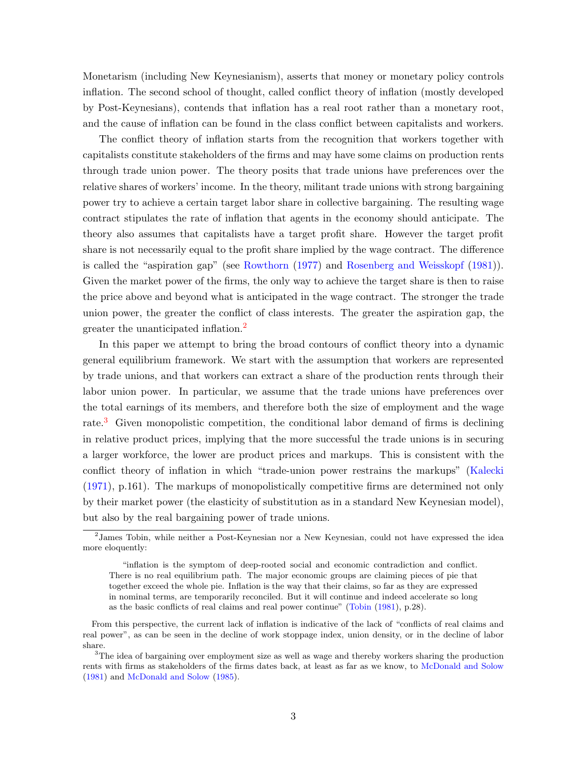Monetarism (including New Keynesianism), asserts that money or monetary policy controls inflation. The second school of thought, called conflict theory of inflation (mostly developed by Post-Keynesians), contends that inflation has a real root rather than a monetary root, and the cause of inflation can be found in the class conflict between capitalists and workers.

The conflict theory of inflation starts from the recognition that workers together with capitalists constitute stakeholders of the firms and may have some claims on production rents through trade union power. The theory posits that trade unions have preferences over the relative shares of workers' income. In the theory, militant trade unions with strong bargaining power try to achieve a certain target labor share in collective bargaining. The resulting wage contract stipulates the rate of inflation that agents in the economy should anticipate. The theory also assumes that capitalists have a target profit share. However the target profit share is not necessarily equal to the profit share implied by the wage contract. The difference is called the "aspiration gap" (see Rowthorn (1977) and Rosenberg and Weisskopf (1981)). Given the market power of the firms, the only way to achieve the target share is then to raise the price above and beyond what is anticipated in the wage contract. The stronger the trade union power, the greater the conflict of class interests. The greater the aspiration gap, the greater the unanticipated inflation.[2]

In this paper we attempt to bring the broad contours of conflict theory into a dynamic general equilibrium framework. We start with the assumption that workers are represented by trade unions, and that workers can extract a share of the production rents through their labor union power. In particular, we assume that the trade unions have preferences over the total earnings of its members, and therefore both the size of employment and the wage rate.[3] Given monopolistic competition, the conditional labor demand of firms is declining in relative product prices, implying that the more successful the trade unions is in securing a larger workforce, the lower are product prices and markups. This is consistent with the conflict theory of inflation in which "trade-union power restrains the markups" (Kalecki (1971), p.161). The markups of monopolistically competitive firms are determined not only by their market power (the elasticity of substitution as in a standard New Keynesian model), but also by the real bargaining power of trade unions.

[2] James Tobin, while neither a Post-Keynesian nor a New Keynesian, could not have expressed the idea more eloquently:

> "inflation is the symptom of deep-rooted social and economic contradiction and conflict. There is no real equilibrium path. The major economic groups are claiming pieces of pie that together exceed the whole pie. Inflation is the way that their claims, so far as they are expressed in nominal terms, are temporarily reconciled. But it will continue and indeed accelerate so long as the basic conflicts of real claims and real power continue" (Tobin (1981), p.28).

From this perspective, the current lack of inflation is indicative of the lack of "conflicts of real claims and real power", as can be seen in the decline of work stoppage index, union density, or in the decline of labor share.

[3] The idea of bargaining over employment size as well as wage and thereby workers sharing the production rents with firms as stakeholders of the firms dates back, at least as far as we know, to McDonald and Solow (1981) and McDonald and Solow (1985).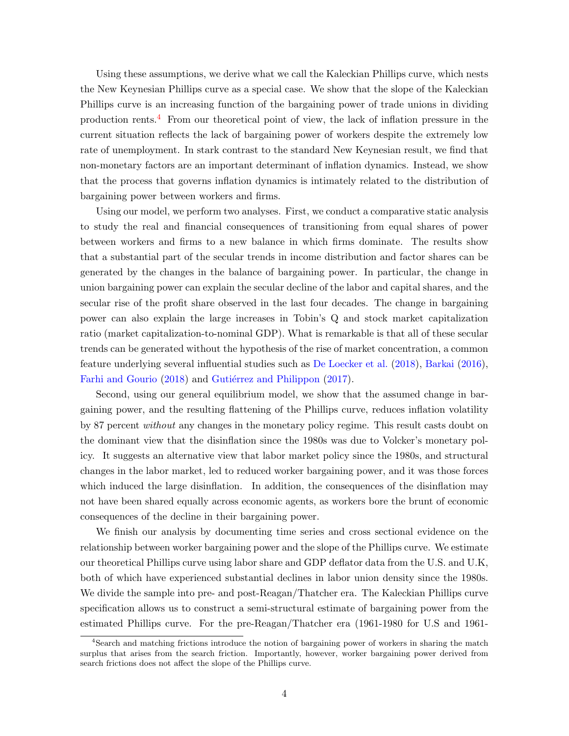Using these assumptions, we derive what we call the Kaleckian Phillips curve, which nests the New Keynesian Phillips curve as a special case. We show that the slope of the Kaleckian Phillips curve is an increasing function of the bargaining power of trade unions in dividing production rents.[4] From our theoretical point of view, the lack of inflation pressure in the current situation reflects the lack of bargaining power of workers despite the extremely low rate of unemployment. In stark contrast to the standard New Keynesian result, we find that non-monetary factors are an important determinant of inflation dynamics. Instead, we show that the process that governs inflation dynamics is intimately related to the distribution of bargaining power between workers and firms.

Using our model, we perform two analyses. First, we conduct a comparative static analysis to study the real and financial consequences of transitioning from equal shares of power between workers and firms to a new balance in which firms dominate. The results show that a substantial part of the secular trends in income distribution and factor shares can be generated by the changes in the balance of bargaining power. In particular, the change in union bargaining power can explain the secular decline of the labor and capital shares, and the secular rise of the profit share observed in the last four decades. The change in bargaining power can also explain the large increases in Tobin's Q and stock market capitalization ratio (market capitalization-to-nominal GDP). What is remarkable is that all of these secular trends can be generated without the hypothesis of the rise of market concentration, a common feature underlying several influential studies such as De Loecker et al. (2018), Barkai (2016), Farhi and Gourio (2018) and Gutiérrez and Philippon (2017).

Second, using our general equilibrium model, we show that the assumed change in bargaining power, and the resulting flattening of the Phillips curve, reduces inflation volatility by 87 percent *without* any changes in the monetary policy regime. This result casts doubt on the dominant view that the disinflation since the 1980s was due to Volcker's monetary policy. It suggests an alternative view that labor market policy since the 1980s, and structural changes in the labor market, led to reduced worker bargaining power, and it was those forces which induced the large disinflation. In addition, the consequences of the disinflation may not have been shared equally across economic agents, as workers bore the brunt of economic consequences of the decline in their bargaining power.

We finish our analysis by documenting time series and cross sectional evidence on the relationship between worker bargaining power and the slope of the Phillips curve. We estimate our theoretical Phillips curve using labor share and GDP deflator data from the U.S. and U.K, both of which have experienced substantial declines in labor union density since the 1980s. We divide the sample into pre- and post-Reagan/Thatcher era. The Kaleckian Phillips curve specification allows us to construct a semi-structural estimate of bargaining power from the estimated Phillips curve. For the pre-Reagan/Thatcher era (1961-1980 for U.S and 1961-

[4] Search and matching frictions introduce the notion of bargaining power of workers in sharing the match surplus that arises from the search friction. Importantly, however, worker bargaining power derived from search frictions does not affect the slope of the Phillips curve.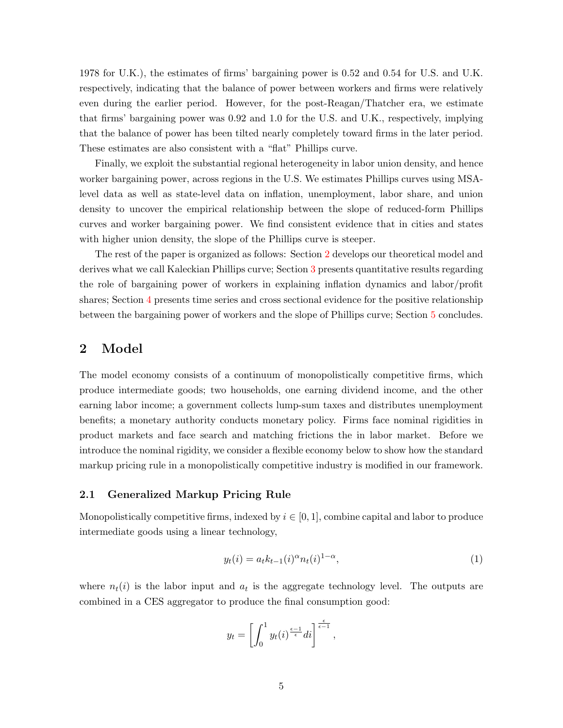1978 for U.K.), the estimates of firms' bargaining power is 0.52 and 0.54 for U.S. and U.K. respectively, indicating that the balance of power between workers and firms were relatively even during the earlier period. However, for the post-Reagan/Thatcher era, we estimate that firms' bargaining power was 0.92 and 1.0 for the U.S. and U.K., respectively, implying that the balance of power has been tilted nearly completely toward firms in the later period. These estimates are also consistent with a "flat" Phillips curve.

Finally, we exploit the substantial regional heterogeneity in labor union density, and hence worker bargaining power, across regions in the U.S. We estimates Phillips curves using MSA-level data as well as state-level data on inflation, unemployment, labor share, and union density to uncover the empirical relationship between the slope of reduced-form Phillips curves and worker bargaining power. We find consistent evidence that in cities and states with higher union density, the slope of the Phillips curve is steeper.

The rest of the paper is organized as follows: Section 2 develops our theoretical model and derives what we call Kaleckian Phillips curve; Section 3 presents quantitative results regarding the role of bargaining power of workers in explaining inflation dynamics and labor/profit shares; Section 4 presents time series and cross sectional evidence for the positive relationship between the bargaining power of workers and the slope of Phillips curve; Section 5 concludes.

## 2 Model

The model economy consists of a continuum of monopolistically competitive firms, which produce intermediate goods; two households, one earning dividend income, and the other earning labor income; a government collects lump-sum taxes and distributes unemployment benefits; a monetary authority conducts monetary policy. Firms face nominal rigidities in product markets and face search and matching frictions the in labor market. Before we introduce the nominal rigidity, we consider a flexible economy below to show how the standard markup pricing rule in a monopolistically competitive industry is modified in our framework.

### 2.1 Generalized Markup Pricing Rule

Monopolistically competitive firms, indexed by $i \in [0, 1]$, combine capital and labor to produce intermediate goods using a linear technology,

$$y_t(i) = a_t k_{t-1}(i)^{\alpha} n_t(i)^{1-\alpha}, \tag{1}$$

where $n_t(i)$ is the labor input and $a_t$ is the aggregate technology level. The outputs are combined in a CES aggregator to produce the final consumption good:

$$y_t = \left[ \int_0^1 y_t(i)^{\frac{\epsilon-1}{\epsilon}} di \right]^{\frac{\epsilon}{\epsilon-1}},$$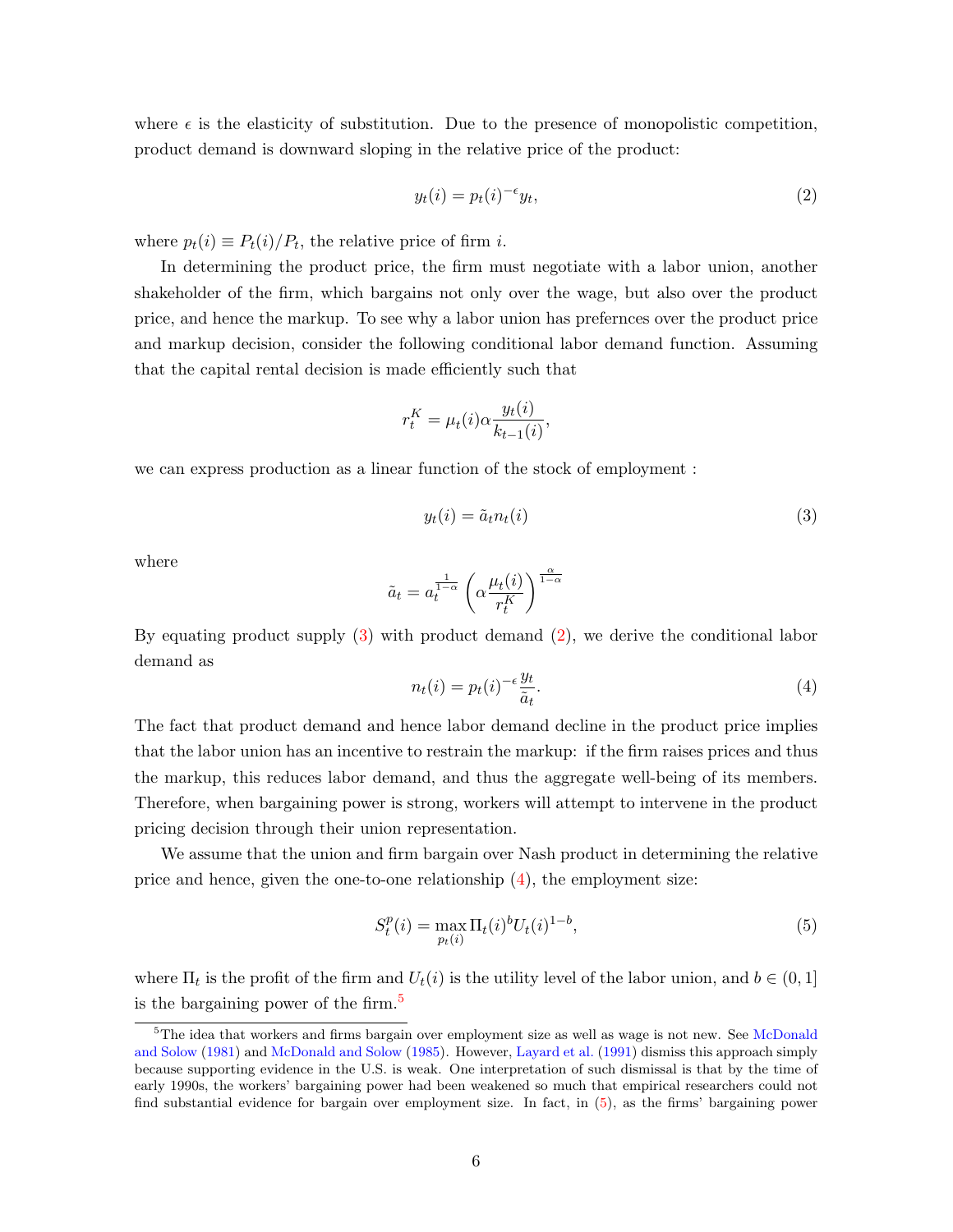where $\epsilon$ is the elasticity of substitution. Due to the presence of monopolistic competition, product demand is downward sloping in the relative price of the product:

$$y_t(i) = p_t(i)^{-\epsilon} y_t, \tag{2}$$

where $p_t(i) \equiv P_t(i)/P_t$, the relative price of firm $i$.

In determining the product price, the firm must negotiate with a labor union, another shakeholder of the firm, which bargains not only over the wage, but also over the product price, and hence the markup. To see why a labor union has prefernces over the product price and markup decision, consider the following conditional labor demand function. Assuming that the capital rental decision is made efficiently such that

$$r_t^K = \mu_t(i) \alpha \frac{y_t(i)}{k_{t-1}(i)},$$

we can express production as a linear function of the stock of employment :

$$y_t(i) = \tilde{a}_t n_t(i) \tag{3}$$

where

$$\tilde{a}_t = a_t^{\frac{1}{1-\alpha}} \left( \alpha \frac{\mu_t(i)}{r_t^K} \right)^{\frac{\alpha}{1-\alpha}}$$

By equating product supply (3) with product demand (2), we derive the conditional labor demand as

$$n_t(i) = p_t(i)^{-\epsilon} \frac{y_t}{\tilde{a}_t}. \tag{4}$$

The fact that product demand and hence labor demand decline in the product price implies that the labor union has an incentive to restrain the markup: if the firm raises prices and thus the markup, this reduces labor demand, and thus the aggregate well-being of its members. Therefore, when bargaining power is strong, workers will attempt to intervene in the product pricing decision through their union representation.

We assume that the union and firm bargain over Nash product in determining the relative price and hence, given the one-to-one relationship (4), the employment size:

$$S_t^p(i) = \max_{p_t(i)} \Pi_t(i)^b U_t(i)^{1-b}, \tag{5}$$

where $\Pi_t$ is the profit of the firm and $U_t(i)$ is the utility level of the labor union, and $b \in (0, 1]$ is the bargaining power of the firm.[5]

[5] The idea that workers and firms bargain over employment size as well as wage is not new. See McDonald and Solow (1981) and McDonald and Solow (1985). However, Layard et al. (1991) dismiss this approach simply because supporting evidence in the U.S. is weak. One interpretation of such dismissal is that by the time of early 1990s, the workers' bargaining power had been weakened so much that empirical researchers could not find substantial evidence for bargain over employment size. In fact, in (5), as the firms' bargaining power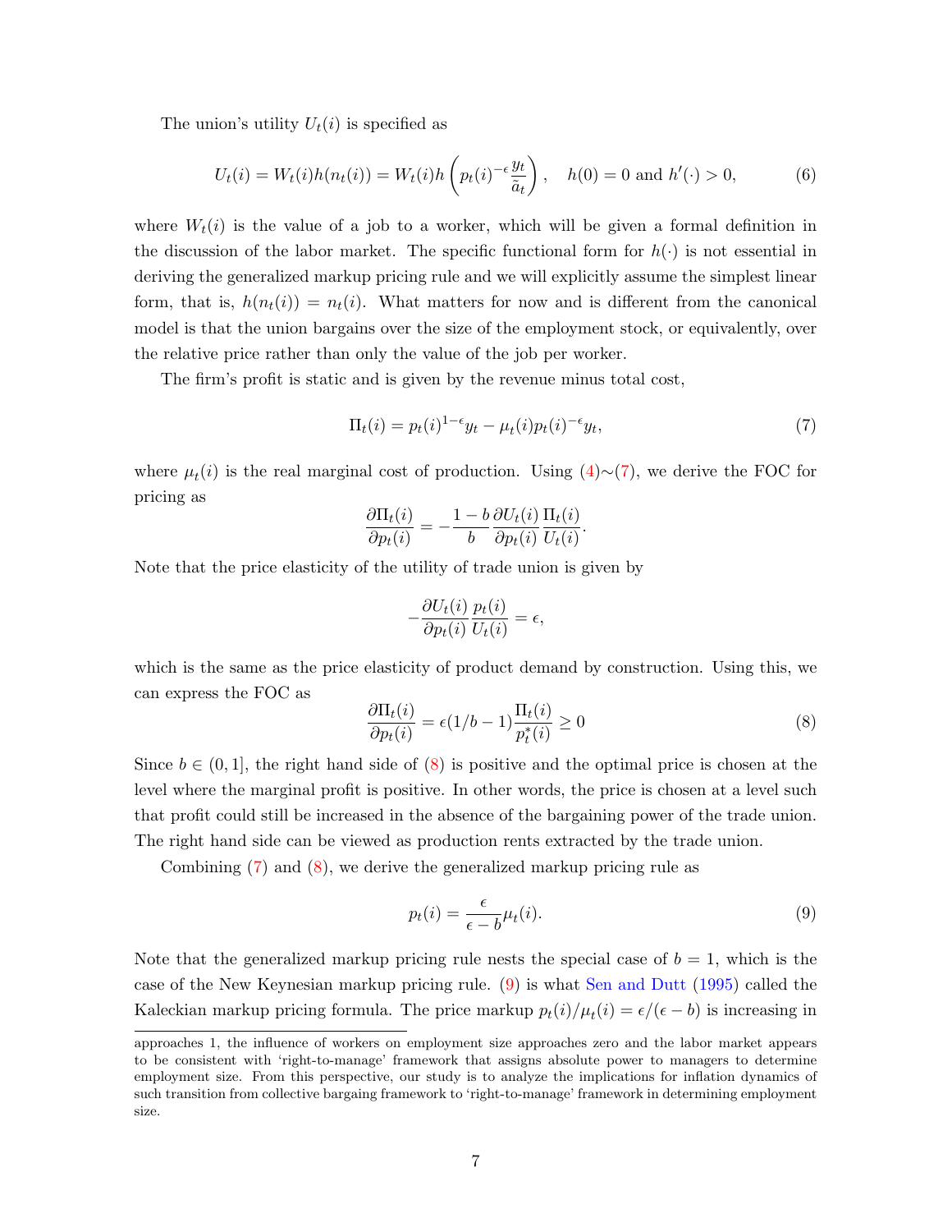The union's utility $U_t(i)$ is specified as

$$U_t(i) = W_t(i)h(n_t(i)) = W_t(i)h\left(p_t(i)^{-\epsilon}\frac{y_t}{\tilde{a}_t}\right), \quad h(0) = 0 \text{ and } h'(\cdot) > 0, \tag{6}$$

where $W_t(i)$ is the value of a job to a worker, which will be given a formal definition in the discussion of the labor market. The specific functional form for $h(\cdot)$ is not essential in deriving the generalized markup pricing rule and we will explicitly assume the simplest linear form, that is, $h(n_t(i)) = n_t(i)$. What matters for now and is different from the canonical model is that the union bargains over the size of the employment stock, or equivalently, over the relative price rather than only the value of the job per worker.

The firm's profit is static and is given by the revenue minus total cost,

$$\Pi_t(i) = p_t(i)^{1-\epsilon}y_t - \mu_t(i)p_t(i)^{-\epsilon}y_t, \tag{7}$$

where $\mu_t(i)$ is the real marginal cost of production. Using (4)∼(7), we derive the FOC for pricing as

$$\frac{\partial \Pi_t(i)}{\partial p_t(i)} = -\frac{1-b}{b}\frac{\partial U_t(i)}{\partial p_t(i)}\frac{\Pi_t(i)}{U_t(i)}.$$

Note that the price elasticity of the utility of trade union is given by

$$-\frac{\partial U_t(i)}{\partial p_t(i)}\frac{p_t(i)}{U_t(i)} = \epsilon,$$

which is the same as the price elasticity of product demand by construction. Using this, we can express the FOC as

$$\frac{\partial \Pi_t(i)}{\partial p_t(i)} = \epsilon(1/b - 1)\frac{\Pi_t(i)}{p_t^*(i)} \geq 0 \tag{8}$$

Since $b \in (0, 1]$, the right hand side of (8) is positive and the optimal price is chosen at the level where the marginal profit is positive. In other words, the price is chosen at a level such that profit could still be increased in the absence of the bargaining power of the trade union. The right hand side can be viewed as production rents extracted by the trade union.

Combining (7) and (8), we derive the generalized markup pricing rule as

$$p_t(i) = \frac{\epsilon}{\epsilon - b}\mu_t(i). \tag{9}$$

Note that the generalized markup pricing rule nests the special case of $b = 1$, which is the case of the New Keynesian markup pricing rule. (9) is what Sen and Dutt (1995) called the Kaleckian markup pricing formula. The price markup $p_t(i)/\mu_t(i) = \epsilon/(\epsilon - b)$ is increasing in

approaches 1, the influence of workers on employment size approaches zero and the labor market appears to be consistent with 'right-to-manage' framework that assigns absolute power to managers to determine employment size. From this perspective, our study is to analyze the implications for inflation dynamics of such transition from collective bargaing framework to 'right-to-manage' framework in determining employment size.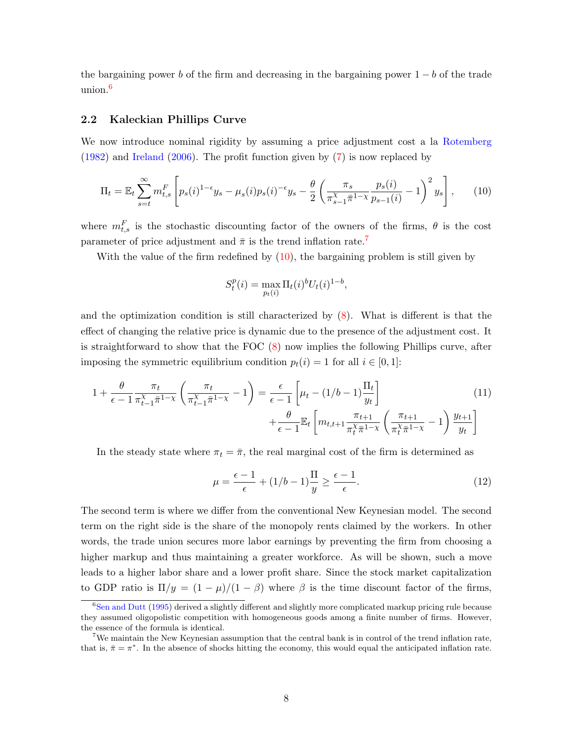the bargaining power $b$ of the firm and decreasing in the bargaining power $1 - b$ of the trade union.[6]

### 2.2 Kaleckian Phillips Curve

We now introduce nominal rigidity by assuming a price adjustment cost a la Rotemberg (1982) and Ireland (2006). The profit function given by (7) is now replaced by

$$\Pi_t = \mathbb{E}_t \sum_{s=t}^{\infty} m_{t,s}^F \left[ p_s(i)^{1-\epsilon} y_s - \mu_s(i) p_s(i)^{-\epsilon} y_s - \frac{\theta}{2} \left( \frac{\pi_s}{\pi_{s-1}^{\chi} \bar{\pi}^{1-\chi}} \frac{p_s(i)}{p_{s-1}(i)} - 1 \right)^2 y_s \right], \tag{10}$$

where $m_{t,s}^F$ is the stochastic discounting factor of the owners of the firms, $\theta$ is the cost parameter of price adjustment and $\bar{\pi}$ is the trend inflation rate.[7]

With the value of the firm redefined by (10), the bargaining problem is still given by

$$S_t^p(i) = \max_{p_t(i)} \Pi_t(i)^b U_t(i)^{1-b},$$

and the optimization condition is still characterized by (8). What is different is that the effect of changing the relative price is dynamic due to the presence of the adjustment cost. It is straightforward to show that the FOC (8) now implies the following Phillips curve, after imposing the symmetric equilibrium condition $p_t(i) = 1$ for all $i \in [0, 1]$:

$$\begin{aligned} 1 + \frac{\theta}{\epsilon - 1} \frac{\pi_t}{\pi_{t-1}^{\chi} \bar{\pi}^{1-\chi}} \left( \frac{\pi_t}{\pi_{t-1}^{\chi} \bar{\pi}^{1-\chi}} - 1 \right) &= \frac{\epsilon}{\epsilon - 1} \left[ \mu_t - (1/b - 1) \frac{\Pi_t}{y_t} \right] \\ &+ \frac{\theta}{\epsilon - 1} \mathbb{E}_t \left[ m_{t,t+1} \frac{\pi_{t+1}}{\pi_t^{\chi} \bar{\pi}^{1-\chi}} \left( \frac{\pi_{t+1}}{\pi_t^{\chi} \bar{\pi}^{1-\chi}} - 1 \right) \frac{y_{t+1}}{y_t} \right] \end{aligned} \tag{11}$$

In the steady state where $\pi_t = \bar{\pi}$, the real marginal cost of the firm is determined as

$$\mu = \frac{\epsilon - 1}{\epsilon} + (1/b - 1) \frac{\Pi}{y} \geq \frac{\epsilon - 1}{\epsilon}. \tag{12}$$

The second term is where we differ from the conventional New Keynesian model. The second term on the right side is the share of the monopoly rents claimed by the workers. In other words, the trade union secures more labor earnings by preventing the firm from choosing a higher markup and thus maintaining a greater workforce. As will be shown, such a move leads to a higher labor share and a lower profit share. Since the stock market capitalization to GDP ratio is $\Pi/y = (1 - \mu)/(1 - \beta)$ where $\beta$ is the time discount factor of the firms,

[6] Sen and Dutt (1995) derived a slightly different and slightly more complicated markup pricing rule because they assumed oligopolistic competition with homogeneous goods among a finite number of firms. However, the essence of the formula is identical.

[7] We maintain the New Keynesian assumption that the central bank is in control of the trend inflation rate, that is, $\bar{\pi} = \pi^*$. In the absence of shocks hitting the economy, this would equal the anticipated inflation rate.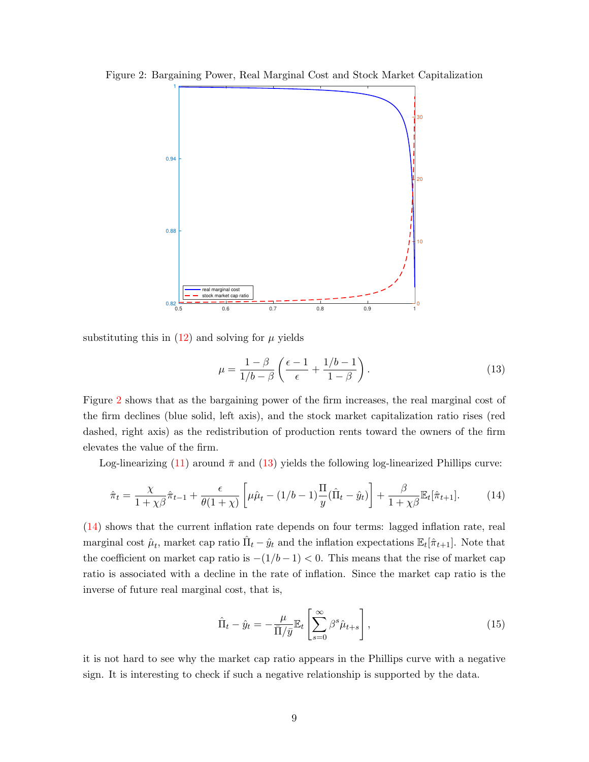Figure 2: Bargaining Power, Real Marginal Cost and Stock Market Capitalization

substituting this in (12) and solving for $\mu$ yields

$$\mu = \frac{1-\beta}{1/b-\beta}\left(\frac{\epsilon-1}{\epsilon} + \frac{1/b-1}{1-\beta}\right). \tag{13}$$

Figure 2 shows that as the bargaining power of the firm increases, the real marginal cost of the firm declines (blue solid, left axis), and the stock market capitalization ratio rises (red dashed, right axis) as the redistribution of production rents toward the owners of the firm elevates the value of the firm.

Log-linearizing (11) around $\bar{\pi}$ and (13) yields the following log-linearized Phillips curve:

$$\hat{\pi}_t = \frac{\chi}{1+\chi\beta}\hat{\pi}_{t-1} + \frac{\epsilon}{\theta(1+\chi)}\left[\mu\hat{\mu}_t - (1/b-1)\frac{\Pi}{y}(\hat{\Pi}_t - \hat{y}_t)\right] + \frac{\beta}{1+\chi\beta}\mathbb{E}_t[\hat{\pi}_{t+1}]. \tag{14}$$

(14) shows that the current inflation rate depends on four terms: lagged inflation rate, real marginal cost $\hat{\mu}_t$, market cap ratio $\hat{\Pi}_t - \hat{y}_t$ and the inflation expectations $\mathbb{E}_t[\hat{\pi}_{t+1}]$. Note that the coefficient on market cap ratio is $-(1/b-1) < 0$. This means that the rise of market cap ratio is associated with a decline in the rate of inflation. Since the market cap ratio is the inverse of future real marginal cost, that is,

$$\hat{\Pi}_t - \hat{y}_t = -\frac{\mu}{\bar{\Pi}/\bar{y}}\mathbb{E}_t\left[\sum_{s=0}^{\infty}\beta^s\hat{\mu}_{t+s}\right], \tag{15}$$

it is not hard to see why the market cap ratio appears in the Phillips curve with a negative sign. It is interesting to check if such a negative relationship is supported by the data.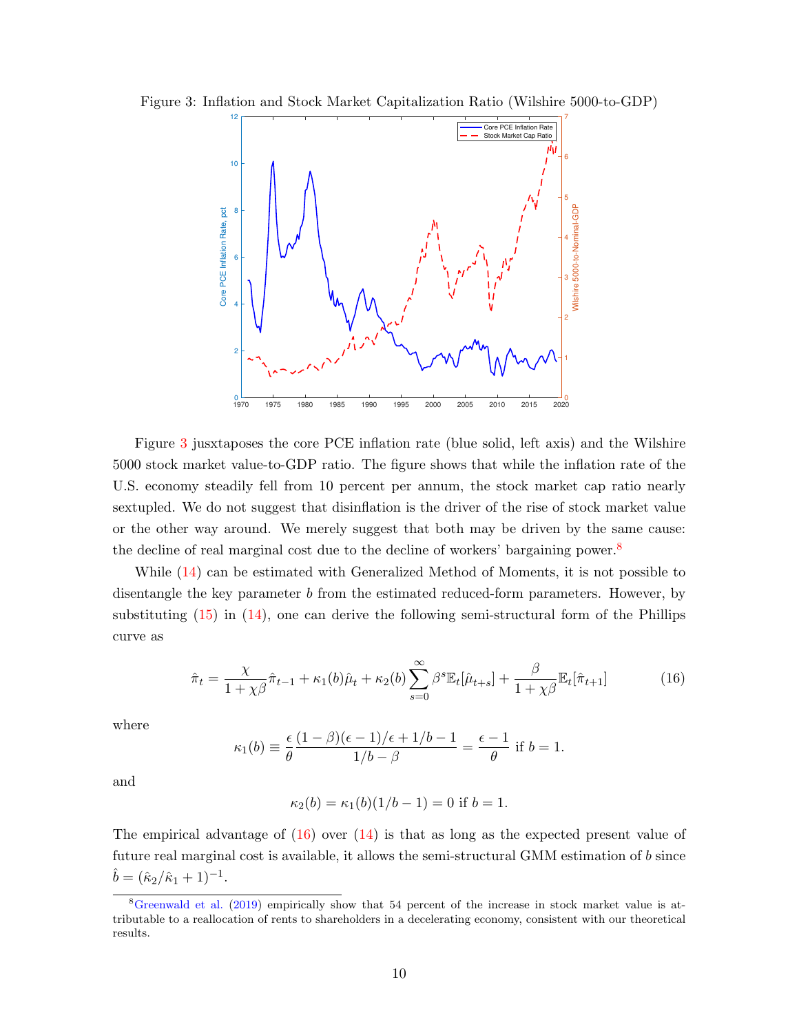Figure 3: Inflation and Stock Market Capitalization Ratio (Wilshire 5000-to-GDP)

Figure 3 jusxtaposes the core PCE inflation rate (blue solid, left axis) and the Wilshire 5000 stock market value-to-GDP ratio. The figure shows that while the inflation rate of the U.S. economy steadily fell from 10 percent per annum, the stock market cap ratio nearly sextupled. We do not suggest that disinflation is the driver of the rise of stock market value or the other way around. We merely suggest that both may be driven by the same cause: the decline of real marginal cost due to the decline of workers' bargaining power.[8]

While (14) can be estimated with Generalized Method of Moments, it is not possible to disentangle the key parameter $b$ from the estimated reduced-form parameters. However, by substituting (15) in (14), one can derive the following semi-structural form of the Phillips curve as

$$\hat{\pi}_t = \frac{\chi}{1+\chi\beta}\hat{\pi}_{t-1} + \kappa_1(b)\hat{\mu}_t + \kappa_2(b)\sum_{s=0}^{\infty}\beta^s \mathbb{E}_t[\hat{\mu}_{t+s}] + \frac{\beta}{1+\chi\beta}\mathbb{E}_t[\hat{\pi}_{t+1}] \tag{16}$$

where

$$\kappa_1(b) \equiv \frac{\epsilon}{\theta}\frac{(1-\beta)(\epsilon-1)/\epsilon + 1/b - 1}{1/b - \beta} = \frac{\epsilon - 1}{\theta} \text{ if } b = 1.$$

and

$$\kappa_2(b) = \kappa_1(b)(1/b - 1) = 0 \text{ if } b = 1.$$

The empirical advantage of (16) over (14) is that as long as the expected present value of future real marginal cost is available, it allows the semi-structural GMM estimation of $b$ since $\hat{b} = (\hat{\kappa}_2/\hat{\kappa}_1 + 1)^{-1}$.

[8] Greenwald et al. (2019) empirically show that 54 percent of the increase in stock market value is attributable to a reallocation of rents to shareholders in a decelerating economy, consistent with our theoretical results.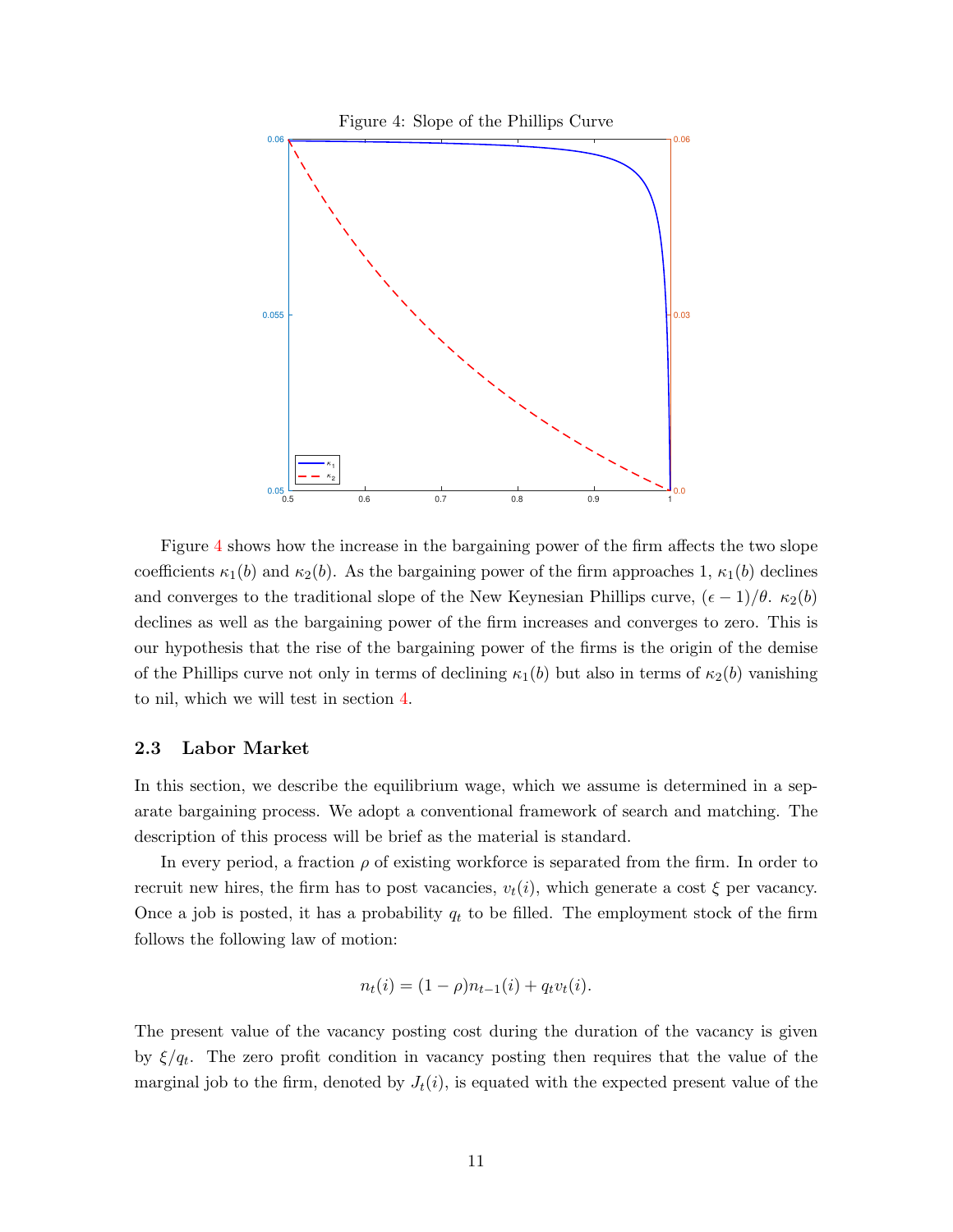Figure 4: Slope of the Phillips Curve

Figure 4 shows how the increase in the bargaining power of the firm affects the two slope coefficients $\kappa_1(b)$ and $\kappa_2(b)$. As the bargaining power of the firm approaches 1, $\kappa_1(b)$ declines and converges to the traditional slope of the New Keynesian Phillips curve, $(\epsilon - 1)/\theta$. $\kappa_2(b)$ declines as well as the bargaining power of the firm increases and converges to zero. This is our hypothesis that the rise of the bargaining power of the firms is the origin of the demise of the Phillips curve not only in terms of declining $\kappa_1(b)$ but also in terms of $\kappa_2(b)$ vanishing to nil, which we will test in section 4.

### 2.3 Labor Market

In this section, we describe the equilibrium wage, which we assume is determined in a separate bargaining process. We adopt a conventional framework of search and matching. The description of this process will be brief as the material is standard.

In every period, a fraction $\rho$ of existing workforce is separated from the firm. In order to recruit new hires, the firm has to post vacancies, $v_t(i)$, which generate a cost $\xi$ per vacancy. Once a job is posted, it has a probability $q_t$ to be filled. The employment stock of the firm follows the following law of motion:

$$n_t(i) = (1 - \rho)n_{t-1}(i) + q_t v_t(i).$$

The present value of the vacancy posting cost during the duration of the vacancy is given by $\xi/q_t$. The zero profit condition in vacancy posting then requires that the value of the marginal job to the firm, denoted by $J_t(i)$, is equated with the expected present value of the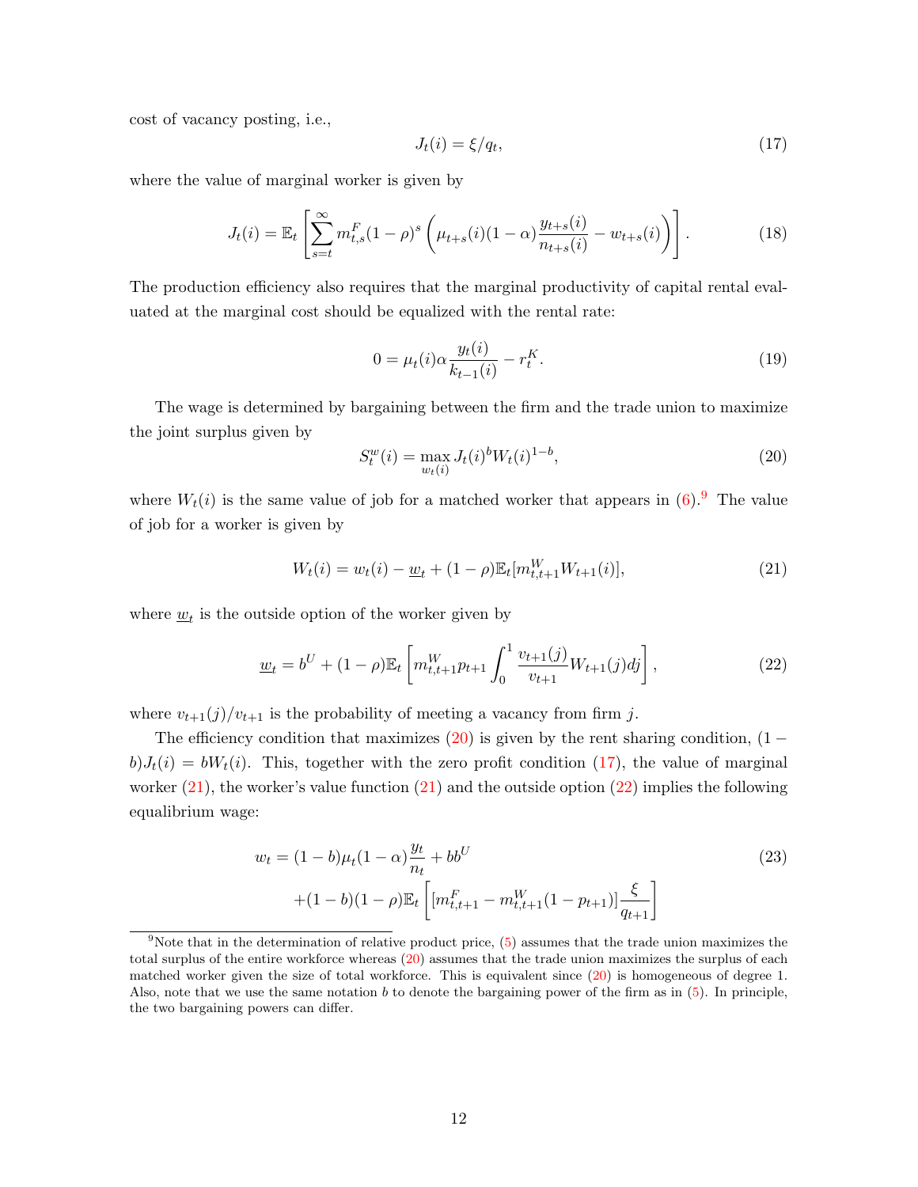cost of vacancy posting, i.e.,

$$J_t(i) = \xi/q_t, \tag{17}$$

where the value of marginal worker is given by

$$J_t(i) = \mathbb{E}_t\left[\sum_{s=t}^{\infty} m^F_{t,s}(1-\rho)^s\left(\mu_{t+s}(i)(1-\alpha)\frac{y_{t+s}(i)}{n_{t+s}(i)} - w_{t+s}(i)\right)\right]. \tag{18}$$

The production efficiency also requires that the marginal productivity of capital rental evaluated at the marginal cost should be equalized with the rental rate:

$$0 = \mu_t(i)\alpha\frac{y_t(i)}{k_{t-1}(i)} - r^K_t. \tag{19}$$

The wage is determined by bargaining between the firm and the trade union to maximize the joint surplus given by

$$S^w_t(i) = \max_{w_t(i)} J_t(i)^b W_t(i)^{1-b}, \tag{20}$$

where $W_t(i)$ is the same value of job for a matched worker that appears in (6).[9] The value of job for a worker is given by

$$W_t(i) = w_t(i) - \underline{w}_t + (1-\rho)\mathbb{E}_t[m^W_{t,t+1}W_{t+1}(i)], \tag{21}$$

where $\underline{w}_t$ is the outside option of the worker given by

$$\underline{w}_t = b^U + (1-\rho)\mathbb{E}_t\left[m^W_{t,t+1}p_{t+1}\int_0^1 \frac{v_{t+1}(j)}{v_{t+1}}W_{t+1}(j)dj\right], \tag{22}$$

where $v_{t+1}(j)/v_{t+1}$ is the probability of meeting a vacancy from firm $j$.

The efficiency condition that maximizes (20) is given by the rent sharing condition, $(1-b)J_t(i) = bW_t(i)$. This, together with the zero profit condition (17), the value of marginal worker (21), the worker's value function (21) and the outside option (22) implies the following equalibrium wage:

$$\begin{aligned} w_t = (1-b)\mu_t(1-\alpha)\frac{y_t}{n_t} + bb^U \\ +(1-b)(1-\rho)\mathbb{E}_t\left[[m^F_{t,t+1} - m^W_{t,t+1}(1-p_{t+1})]\frac{\xi}{q_{t+1}}\right] \end{aligned} \tag{23}$$

[9] Note that in the determination of relative product price, (5) assumes that the trade union maximizes the total surplus of the entire workforce whereas (20) assumes that the trade union maximizes the surplus of each matched worker given the size of total workforce. This is equivalent since (20) is homogeneous of degree 1. Also, note that we use the same notation $b$ to denote the bargaining power of the firm as in (5). In principle, the two bargaining powers can differ.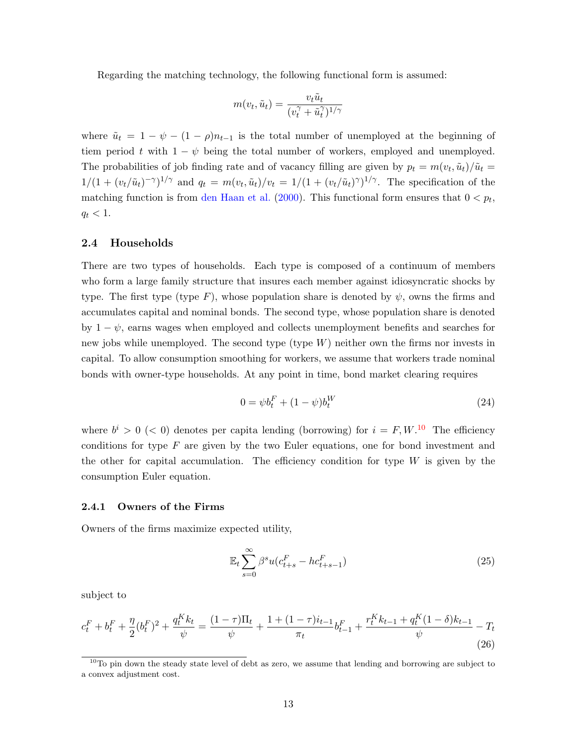Regarding the matching technology, the following functional form is assumed:

$$m(v_t, \tilde{u}_t) = \frac{v_t \tilde{u}_t}{(v_t^\gamma + \tilde{u}_t^\gamma)^{1/\gamma}}$$

where $\tilde{u}_t = 1 - \psi - (1-\rho)n_{t-1}$ is the total number of unemployed at the beginning of tiem period $t$ with $1-\psi$ being the total number of workers, employed and unemployed. The probabilities of job finding rate and of vacancy filling are given by $p_t = m(v_t, \tilde{u}_t)/\tilde{u}_t = 1/(1 + (v_t/\tilde{u}_t)^{-\gamma})^{1/\gamma}$ and $q_t = m(v_t, \tilde{u}_t)/v_t = 1/(1 + (v_t/\tilde{u}_t)^\gamma)^{1/\gamma}$. The specification of the matching function is from den Haan et al. (2000). This functional form ensures that $0 < p_t$, $q_t < 1$.

### 2.4 Households

There are two types of households. Each type is composed of a continuum of members who form a large family structure that insures each member against idiosyncratic shocks by type. The first type (type $F$), whose population share is denoted by $\psi$, owns the firms and accumulates capital and nominal bonds. The second type, whose population share is denoted by $1-\psi$, earns wages when employed and collects unemployment benefits and searches for new jobs while unemployed. The second type (type $W$) neither own the firms nor invests in capital. To allow consumption smoothing for workers, we assume that workers trade nominal bonds with owner-type households. At any point in time, bond market clearing requires

$$0 = \psi b_t^F + (1-\psi) b_t^W \tag{24}$$

where $b^i > 0$ ($< 0$) denotes per capita lending (borrowing) for $i = F, W$.[10] The efficiency conditions for type $F$ are given by the two Euler equations, one for bond investment and the other for capital accumulation. The efficiency condition for type $W$ is given by the consumption Euler equation.

#### 2.4.1 Owners of the Firms

Owners of the firms maximize expected utility,

$$\mathbb{E}_t \sum_{s=0}^{\infty} \beta^s u(c_{t+s}^F - h c_{t+s-1}^F) \tag{25}$$

subject to

$$c_t^F + b_t^F + \frac{\eta}{2}(b_t^F)^2 + \frac{q_t^K k_t}{\psi} = \frac{(1-\tau)\Pi_t}{\psi} + \frac{1 + (1-\tau)i_{t-1}}{\pi_t} b_{t-1}^F + \frac{r_t^K k_{t-1} + q_t^K (1-\delta) k_{t-1}}{\psi} - T_t \tag{26}$$

[10] To pin down the steady state level of debt as zero, we assume that lending and borrowing are subject to a convex adjustment cost.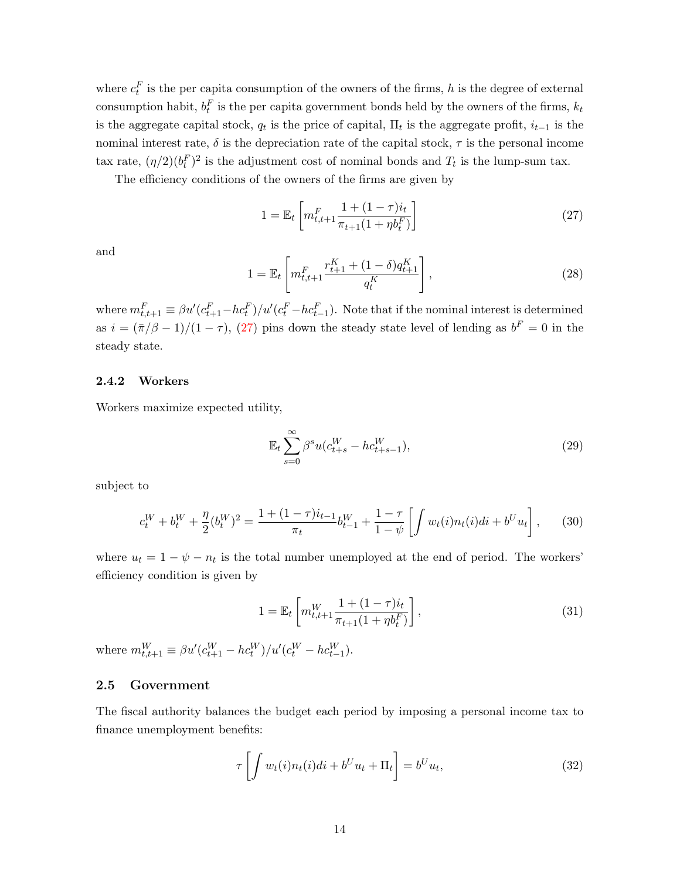where $c_t^F$ is the per capita consumption of the owners of the firms, $h$ is the degree of external consumption habit, $b_t^F$ is the per capita government bonds held by the owners of the firms, $k_t$ is the aggregate capital stock, $q_t$ is the price of capital, $\Pi_t$ is the aggregate profit, $i_{t-1}$ is the nominal interest rate, $\delta$ is the depreciation rate of the capital stock, $\tau$ is the personal income tax rate, $(\eta/2)(b_t^F)^2$ is the adjustment cost of nominal bonds and $T_t$ is the lump-sum tax.

The efficiency conditions of the owners of the firms are given by

$$1 = \mathbb{E}_t \left[ m_{t,t+1}^F \frac{1 + (1-\tau) i_t}{\pi_{t+1}(1 + \eta b_t^F)} \right] \tag{27}$$

and

$$1 = \mathbb{E}_t \left[ m_{t,t+1}^F \frac{r_{t+1}^K + (1-\delta) q_{t+1}^K}{q_t^K} \right], \tag{28}$$

where $m_{t,t+1}^F \equiv \beta u'(c_{t+1}^F - hc_t^F)/u'(c_t^F - hc_{t-1}^F)$. Note that if the nominal interest is determined as $i = (\bar{\pi}/\beta - 1)/(1-\tau)$, (27) pins down the steady state level of lending as $b^F = 0$ in the steady state.

### 2.4.2 Workers

Workers maximize expected utility,

$$\mathbb{E}_t \sum_{s=0}^{\infty} \beta^s u(c_{t+s}^W - hc_{t+s-1}^W), \tag{29}$$

subject to

$$c_t^W + b_t^W + \frac{\eta}{2}(b_t^W)^2 = \frac{1 + (1-\tau) i_{t-1}}{\pi_t} b_{t-1}^W + \frac{1-\tau}{1-\psi} \left[ \int w_t(i) n_t(i) di + b^U u_t \right], \tag{30}$$

where $u_t = 1 - \psi - n_t$ is the total number unemployed at the end of period. The workers' efficiency condition is given by

$$1 = \mathbb{E}_t \left[ m_{t,t+1}^W \frac{1 + (1-\tau) i_t}{\pi_{t+1}(1 + \eta b_t^F)} \right], \tag{31}$$

where $m_{t,t+1}^W \equiv \beta u'(c_{t+1}^W - hc_t^W)/u'(c_t^W - hc_{t-1}^W)$.

## 2.5 Government

The fiscal authority balances the budget each period by imposing a personal income tax to finance unemployment benefits:

$$\tau \left[ \int w_t(i) n_t(i) di + b^U u_t + \Pi_t \right] = b^U u_t, \tag{32}$$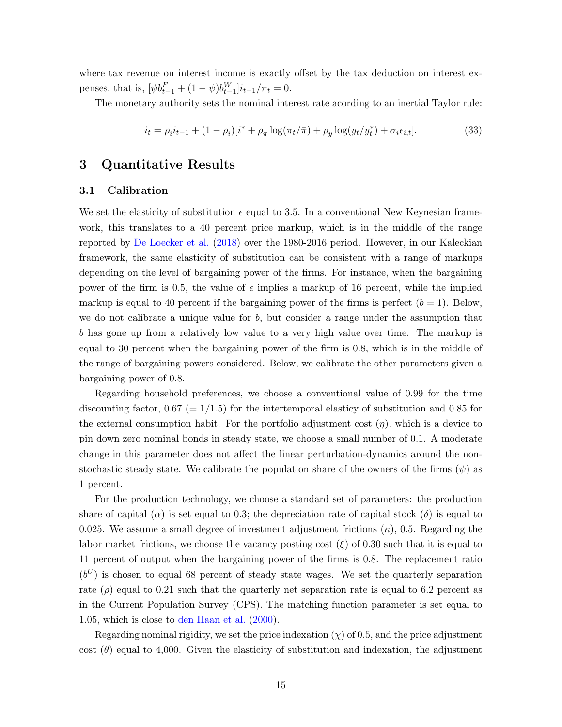where tax revenue on interest income is exactly offset by the tax deduction on interest expenses, that is, $[\psi b^F_{t-1} + (1-\psi) b^W_{t-1}] i_{t-1}/\pi_t = 0$.

The monetary authority sets the nominal interest rate acording to an inertial Taylor rule:

$$i_t = \rho_i i_{t-1} + (1-\rho_i)[i^* + \rho_\pi \log(\pi_t/\bar{\pi}) + \rho_y \log(y_t/y^*_t) + \sigma_i \epsilon_{i,t}]. \tag{33}$$

# 3 Quantitative Results

## 3.1 Calibration

We set the elasticity of substitution $\epsilon$ equal to 3.5. In a conventional New Keynesian framework, this translates to a 40 percent price markup, which is in the middle of the range reported by De Loecker et al. (2018) over the 1980-2016 period. However, in our Kaleckian framework, the same elasticity of substitution can be consistent with a range of markups depending on the level of bargaining power of the firms. For instance, when the bargaining power of the firm is 0.5, the value of $\epsilon$ implies a markup of 16 percent, while the implied markup is equal to 40 percent if the bargaining power of the firms is perfect ($b = 1$). Below, we do not calibrate a unique value for $b$, but consider a range under the assumption that $b$ has gone up from a relatively low value to a very high value over time. The markup is equal to 30 percent when the bargaining power of the firm is 0.8, which is in the middle of the range of bargaining powers considered. Below, we calibrate the other parameters given a bargaining power of 0.8.

Regarding household preferences, we choose a conventional value of 0.99 for the time discounting factor, 0.67 ($= 1/1.5$) for the intertemporal elasticity of substitution and 0.85 for the external consumption habit. For the portfolio adjustment cost ($\eta$), which is a device to pin down zero nominal bonds in steady state, we choose a small number of 0.1. A moderate change in this parameter does not affect the linear perturbation-dynamics around the non-stochastic steady state. We calibrate the population share of the owners of the firms ($\psi$) as 1 percent.

For the production technology, we choose a standard set of parameters: the production share of capital ($\alpha$) is set equal to 0.3; the depreciation rate of capital stock ($\delta$) is equal to 0.025. We assume a small degree of investment adjustment frictions ($\kappa$), 0.5. Regarding the labor market frictions, we choose the vacancy posting cost ($\xi$) of 0.30 such that it is equal to 11 percent of output when the bargaining power of the firms is 0.8. The replacement ratio ($b^U$) is chosen to equal 68 percent of steady state wages. We set the quarterly separation rate ($\rho$) equal to 0.21 such that the quarterly net separation rate is equal to 6.2 percent as in the Current Population Survey (CPS). The matching function parameter is set equal to 1.05, which is close to den Haan et al. (2000).

Regarding nominal rigidity, we set the price indexation ($\chi$) of 0.5, and the price adjustment cost ($\theta$) equal to 4,000. Given the elasticity of substitution and indexation, the adjustment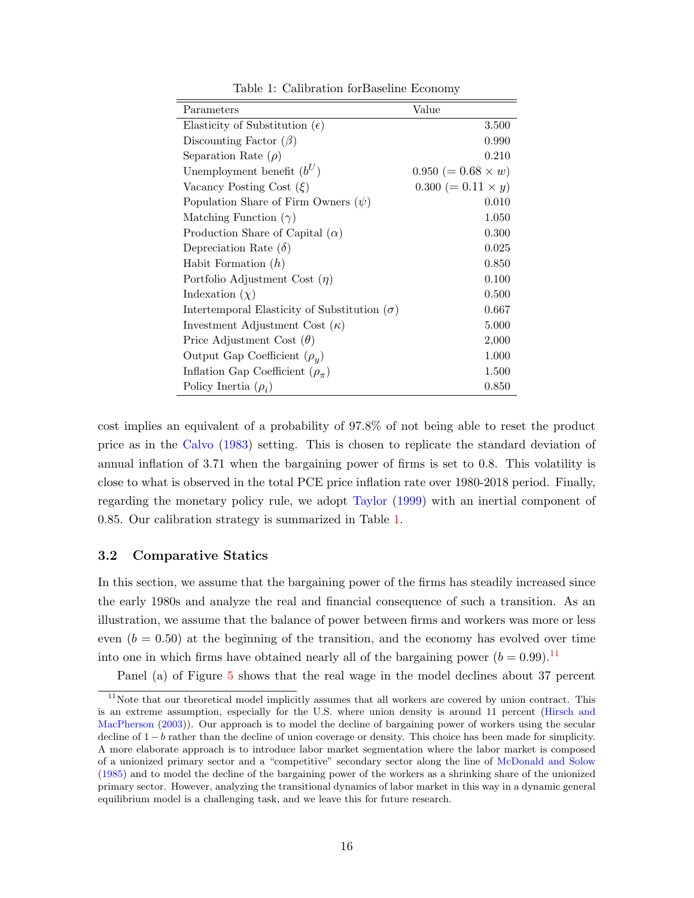Table 1: Calibration forBaseline Economy

| Parameters | Value |
|---|---|
| Elasticity of Substitution ($\epsilon$) | 3.500 |
| Discounting Factor ($\beta$) | 0.990 |
| Separation Rate ($\rho$) | 0.210 |
| Unemployment benefit ($b^U$) | 0.950 ($= 0.68 \times w$) |
| Vacancy Posting Cost ($\xi$) | 0.300 ($= 0.11 \times y$) |
| Population Share of Firm Owners ($\psi$) | 0.010 |
| Matching Function ($\gamma$) | 1.050 |
| Production Share of Capital ($\alpha$) | 0.300 |
| Depreciation Rate ($\delta$) | 0.025 |
| Habit Formation ($h$) | 0.850 |
| Portfolio Adjustment Cost ($\eta$) | 0.100 |
| Indexation ($\chi$) | 0.500 |
| Intertemporal Elasticity of Substitution ($\sigma$) | 0.667 |
| Investment Adjustment Cost ($\kappa$) | 5.000 |
| Price Adjustment Cost ($\theta$) | 2,000 |
| Output Gap Coefficient ($\rho_y$) | 1.000 |
| Inflation Gap Coefficient ($\rho_\pi$) | 1.500 |
| Policy Inertia ($\rho_i$) | 0.850 |

cost implies an equivalent of a probability of 97.8% of not being able to reset the product price as in the Calvo (1983) setting. This is chosen to replicate the standard deviation of annual inflation of 3.71 when the bargaining power of firms is set to 0.8. This volatility is close to what is observed in the total PCE price inflation rate over 1980-2018 period. Finally, regarding the monetary policy rule, we adopt Taylor (1999) with an inertial component of 0.85. Our calibration strategy is summarized in Table 1.

### 3.2 Comparative Statics

In this section, we assume that the bargaining power of the firms has steadily increased since the early 1980s and analyze the real and financial consequence of such a transition. As an illustration, we assume that the balance of power between firms and workers was more or less even ($b = 0.50$) at the beginning of the transition, and the economy has evolved over time into one in which firms have obtained nearly all of the bargaining power ($b = 0.99$).[11]

Panel (a) of Figure 5 shows that the real wage in the model declines about 37 percent

[11] Note that our theoretical model implicitly assumes that all workers are covered by union contract. This is an extreme assumption, especially for the U.S. where union density is around 11 percent (Hirsch and MacPherson (2003)). Our approach is to model the decline of bargaining power of workers using the secular decline of $1 - b$ rather than the decline of union coverage or density. This choice has been made for simplicity. A more elaborate approach is to introduce labor market segmentation where the labor market is composed of a unionized primary sector and a "competitive" secondary sector along the line of McDonald and Solow (1985) and to model the decline of the bargaining power of the workers as a shrinking share of the unionized primary sector. However, analyzing the transitional dynamics of labor market in this way in a dynamic general equilibrium model is a challenging task, and we leave this for future research.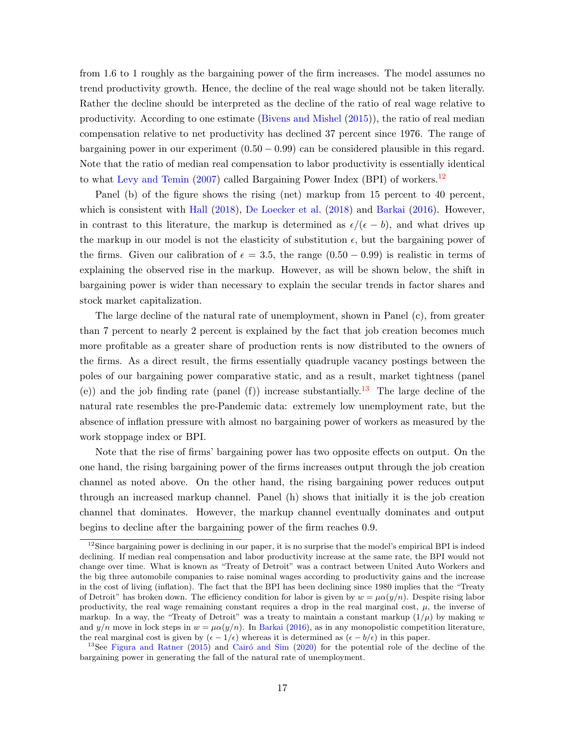from 1.6 to 1 roughly as the bargaining power of the firm increases. The model assumes no trend productivity growth. Hence, the decline of the real wage should not be taken literally. Rather the decline should be interpreted as the decline of the ratio of real wage relative to productivity. According to one estimate (Bivens and Mishel (2015)), the ratio of real median compensation relative to net productivity has declined 37 percent since 1976. The range of bargaining power in our experiment $(0.50 - 0.99)$ can be considered plausible in this regard. Note that the ratio of median real compensation to labor productivity is essentially identical to what Levy and Temin (2007) called Bargaining Power Index (BPI) of workers.[12]

Panel (b) of the figure shows the rising (net) markup from 15 percent to 40 percent, which is consistent with Hall (2018), De Loecker et al. (2018) and Barkai (2016). However, in contrast to this literature, the markup is determined as $\epsilon/(\epsilon - b)$, and what drives up the markup in our model is not the elasticity of substitution $\epsilon$, but the bargaining power of the firms. Given our calibration of $\epsilon = 3.5$, the range $(0.50 - 0.99)$ is realistic in terms of explaining the observed rise in the markup. However, as will be shown below, the shift in bargaining power is wider than necessary to explain the secular trends in factor shares and stock market capitalization.

The large decline of the natural rate of unemployment, shown in Panel (c), from greater than 7 percent to nearly 2 percent is explained by the fact that job creation becomes much more profitable as a greater share of production rents is now distributed to the owners of the firms. As a direct result, the firms essentially quadruple vacancy postings between the poles of our bargaining power comparative static, and as a result, market tightness (panel (e)) and the job finding rate (panel (f)) increase substantially.[13] The large decline of the natural rate resembles the pre-Pandemic data: extremely low unemployment rate, but the absence of inflation pressure with almost no bargaining power of workers as measured by the work stoppage index or BPI.

Note that the rise of firms' bargaining power has two opposite effects on output. On the one hand, the rising bargaining power of the firms increases output through the job creation channel as noted above. On the other hand, the rising bargaining power reduces output through an increased markup channel. Panel (h) shows that initially it is the job creation channel that dominates. However, the markup channel eventually dominates and output begins to decline after the bargaining power of the firm reaches 0.9.

---

[12] Since bargaining power is declining in our paper, it is no surprise that the model's empirical BPI is indeed declining. If median real compensation and labor productivity increase at the same rate, the BPI would not change over time. What is known as "Treaty of Detroit" was a contract between United Auto Workers and the big three automobile companies to raise nominal wages according to productivity gains and the increase in the cost of living (inflation). The fact that the BPI has been declining since 1980 implies that the "Treaty of Detroit" has broken down. The efficiency condition for labor is given by $w = \mu\alpha(y/n)$. Despite rising labor productivity, the real wage remaining constant requires a drop in the real marginal cost, $\mu$, the inverse of markup. In a way, the "Treaty of Detroit" was a treaty to maintain a constant markup $(1/\mu)$ by making $w$ and $y/n$ move in lock steps in $w = \mu\alpha(y/n)$. In Barkai (2016), as in any monopolistic competition literature, the real marginal cost is given by $(\epsilon - 1/\epsilon)$ whereas it is determined as $(\epsilon - b/\epsilon)$ in this paper.

[13] See Figura and Ratner (2015) and Cairó and Sim (2020) for the potential role of the decline of the bargaining power in generating the fall of the natural rate of unemployment.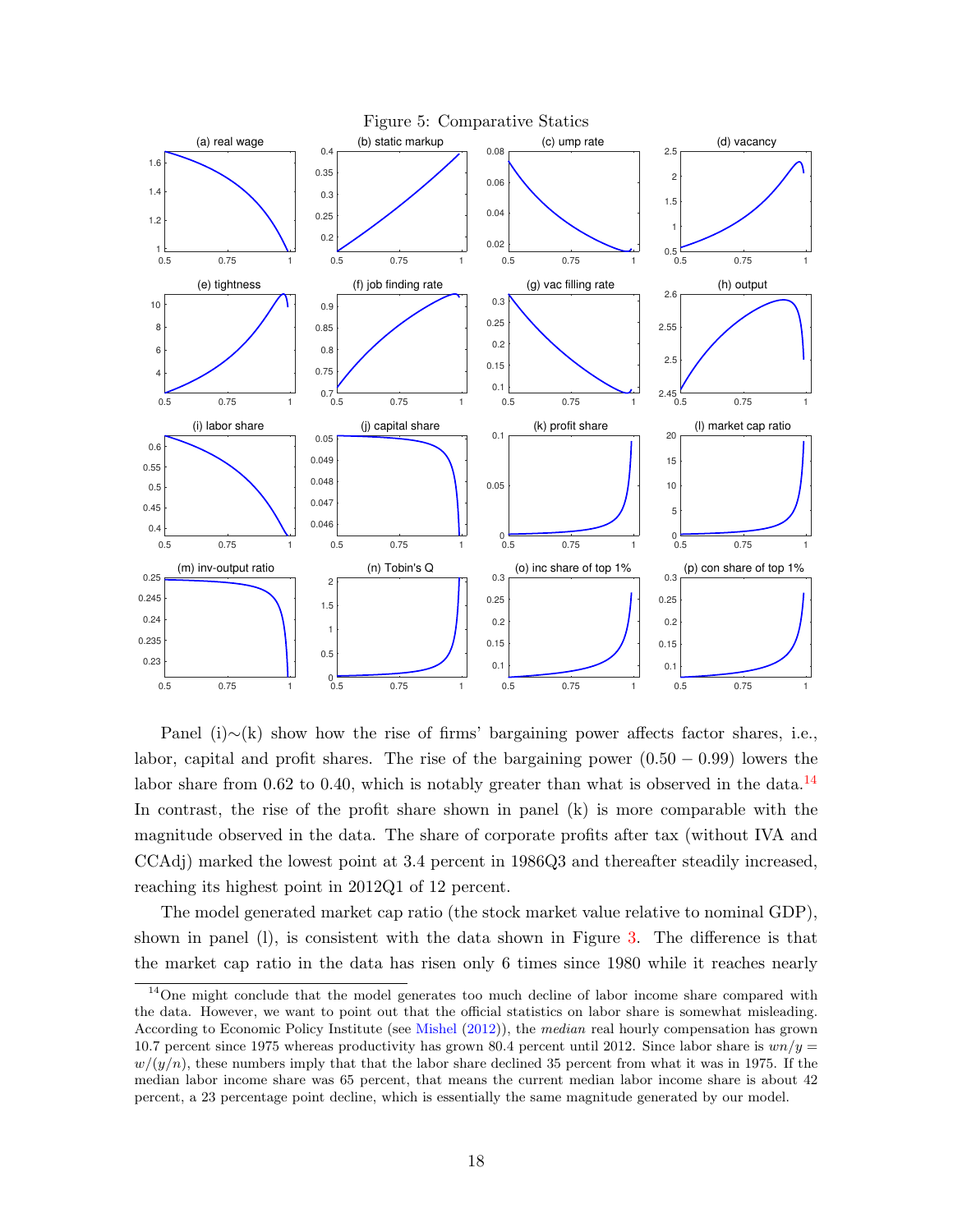Figure 5: Comparative Statics

Panel (i)∼(k) show how the rise of firms' bargaining power affects factor shares, i.e., labor, capital and profit shares. The rise of the bargaining power $(0.50 - 0.99)$ lowers the labor share from 0.62 to 0.40, which is notably greater than what is observed in the data.[14] In contrast, the rise of the profit share shown in panel (k) is more comparable with the magnitude observed in the data. The share of corporate profits after tax (without IVA and CCAdj) marked the lowest point at 3.4 percent in 1986Q3 and thereafter steadily increased, reaching its highest point in 2012Q1 of 12 percent.

The model generated market cap ratio (the stock market value relative to nominal GDP), shown in panel (l), is consistent with the data shown in Figure 3. The difference is that the market cap ratio in the data has risen only 6 times since 1980 while it reaches nearly

[14] One might conclude that the model generates too much decline of labor income share compared with the data. However, we want to point out that the official statistics on labor share is somewhat misleading. According to Economic Policy Institute (see Mishel (2012)), the *median* real hourly compensation has grown 10.7 percent since 1975 whereas productivity has grown 80.4 percent until 2012. Since labor share is $wn/y = w/(y/n)$, these numbers imply that that the labor share declined 35 percent from what it was in 1975. If the median labor income share was 65 percent, that means the current median labor income share is about 42 percent, a 23 percentage point decline, which is essentially the same magnitude generated by our model.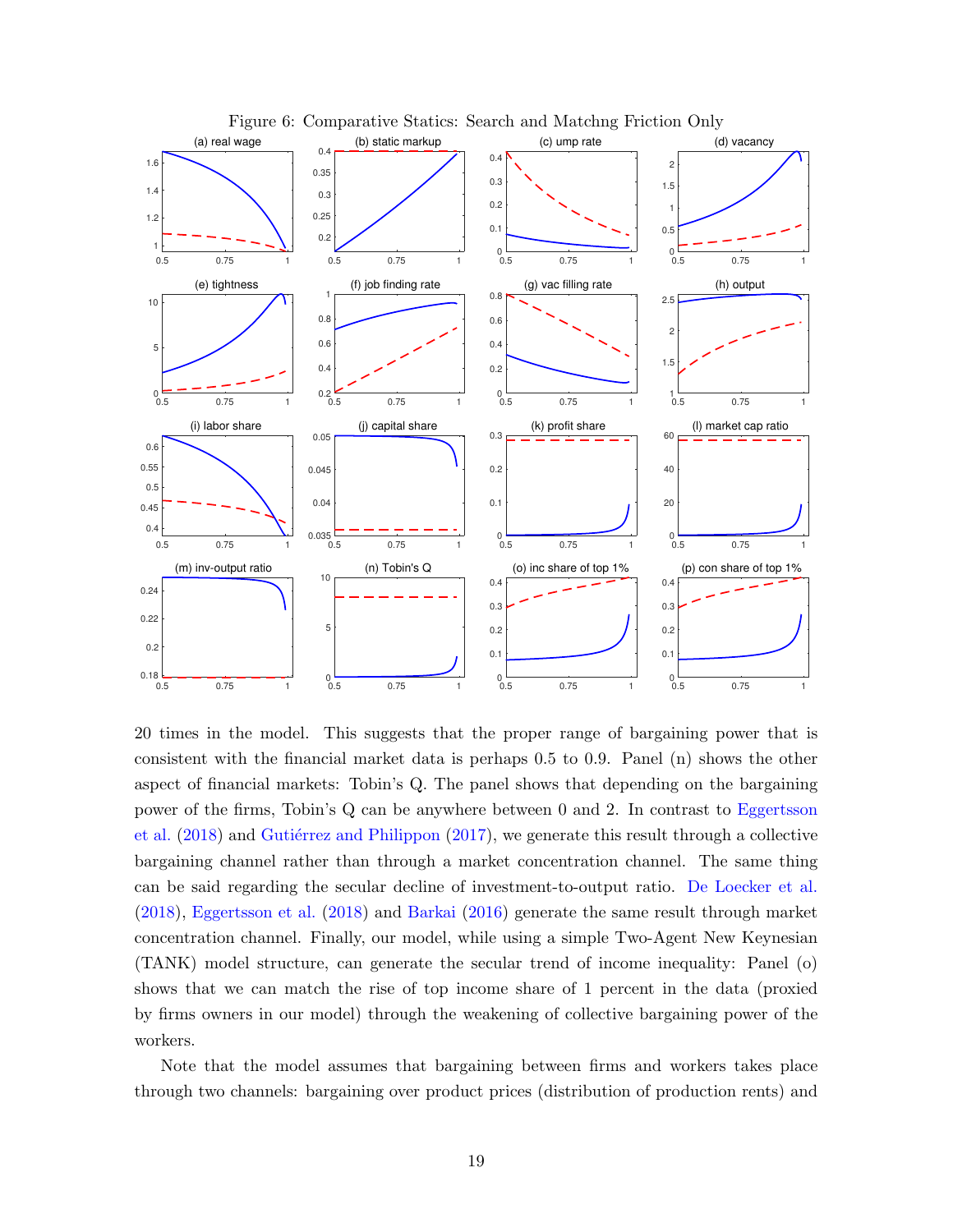Figure 6: Comparative Statics: Search and Matchng Friction Only

20 times in the model. This suggests that the proper range of bargaining power that is consistent with the financial market data is perhaps 0.5 to 0.9. Panel (n) shows the other aspect of financial markets: Tobin's Q. The panel shows that depending on the bargaining power of the firms, Tobin's Q can be anywhere between 0 and 2. In contrast to Eggertsson et al. (2018) and Gutiérrez and Philippon (2017), we generate this result through a collective bargaining channel rather than through a market concentration channel. The same thing can be said regarding the secular decline of investment-to-output ratio. De Loecker et al. (2018), Eggertsson et al. (2018) and Barkai (2016) generate the same result through market concentration channel. Finally, our model, while using a simple Two-Agent New Keynesian (TANK) model structure, can generate the secular trend of income inequality: Panel (o) shows that we can match the rise of top income share of 1 percent in the data (proxied by firms owners in our model) through the weakening of collective bargaining power of the workers.

Note that the model assumes that bargaining between firms and workers takes place through two channels: bargaining over product prices (distribution of production rents) and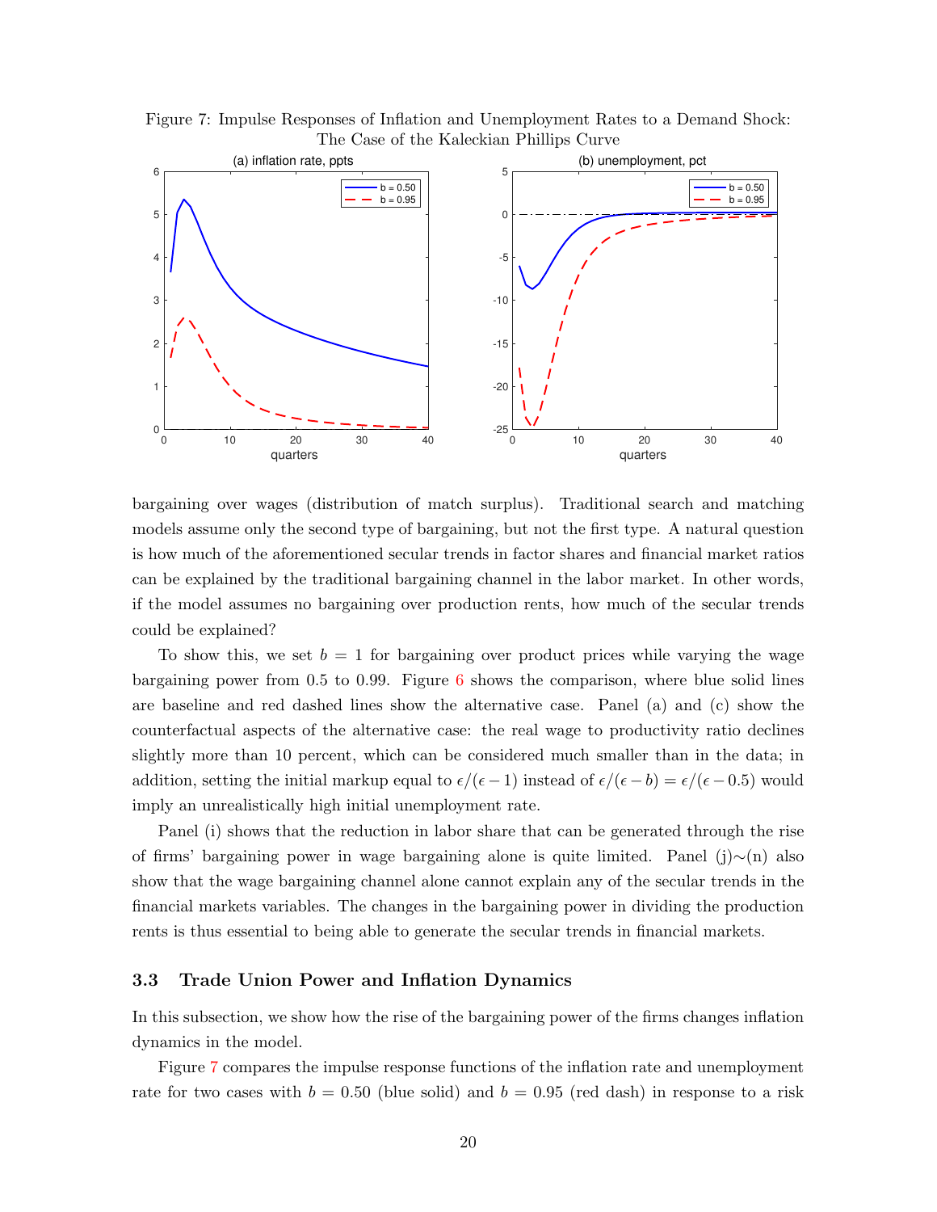Figure 7: Impulse Responses of Inflation and Unemployment Rates to a Demand Shock: The Case of the Kaleckian Phillips Curve

bargaining over wages (distribution of match surplus). Traditional search and matching models assume only the second type of bargaining, but not the first type. A natural question is how much of the aforementioned secular trends in factor shares and financial market ratios can be explained by the traditional bargaining channel in the labor market. In other words, if the model assumes no bargaining over production rents, how much of the secular trends could be explained?

To show this, we set $b = 1$ for bargaining over product prices while varying the wage bargaining power from 0.5 to 0.99. Figure 6 shows the comparison, where blue solid lines are baseline and red dashed lines show the alternative case. Panel (a) and (c) show the counterfactual aspects of the alternative case: the real wage to productivity ratio declines slightly more than 10 percent, which can be considered much smaller than in the data; in addition, setting the initial markup equal to $\epsilon/(\epsilon - 1)$ instead of $\epsilon/(\epsilon - b) = \epsilon/(\epsilon - 0.5)$ would imply an unrealistically high initial unemployment rate.

Panel (i) shows that the reduction in labor share that can be generated through the rise of firms' bargaining power in wage bargaining alone is quite limited. Panel (j)∼(n) also show that the wage bargaining channel alone cannot explain any of the secular trends in the financial markets variables. The changes in the bargaining power in dividing the production rents is thus essential to being able to generate the secular trends in financial markets.

### 3.3 Trade Union Power and Inflation Dynamics

In this subsection, we show how the rise of the bargaining power of the firms changes inflation dynamics in the model.

Figure 7 compares the impulse response functions of the inflation rate and unemployment rate for two cases with $b = 0.50$ (blue solid) and $b = 0.95$ (red dash) in response to a risk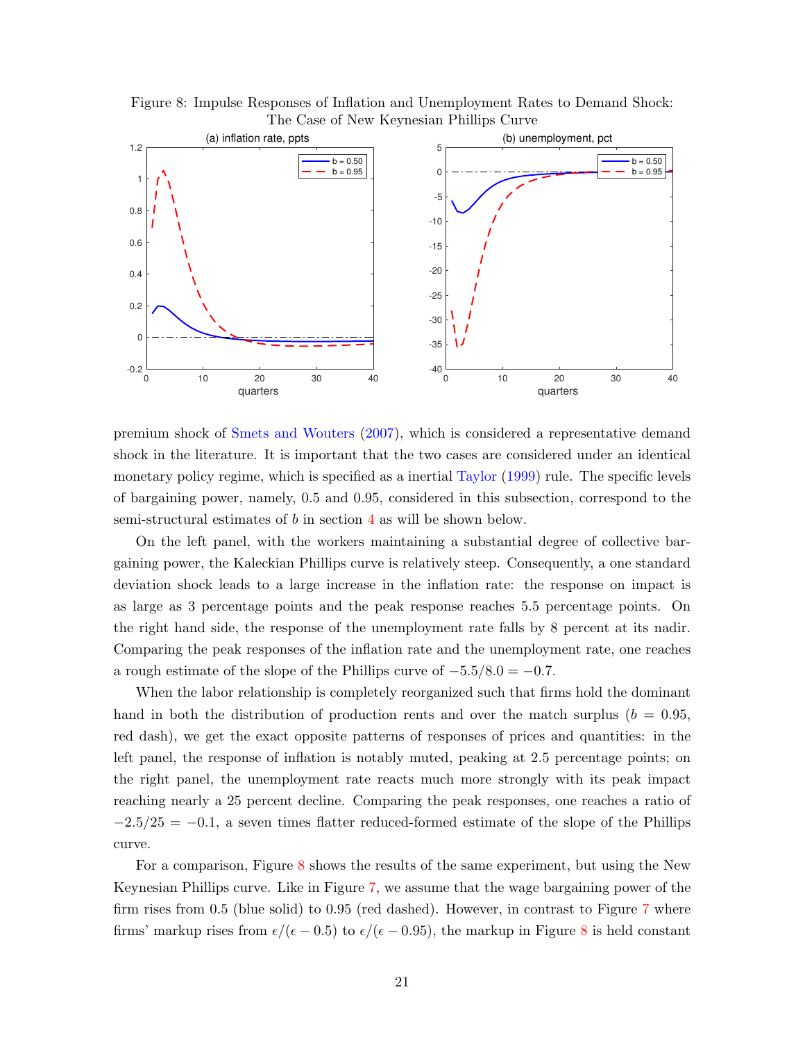Figure 8: Impulse Responses of Inflation and Unemployment Rates to Demand Shock: The Case of New Keynesian Phillips Curve

premium shock of Smets and Wouters (2007), which is considered a representative demand shock in the literature. It is important that the two cases are considered under an identical monetary policy regime, which is specified as a inertial Taylor (1999) rule. The specific levels of bargaining power, namely, 0.5 and 0.95, considered in this subsection, correspond to the semi-structural estimates of $b$ in section 4 as will be shown below.

On the left panel, with the workers maintaining a substantial degree of collective bargaining power, the Kaleckian Phillips curve is relatively steep. Consequently, a one standard deviation shock leads to a large increase in the inflation rate: the response on impact is as large as 3 percentage points and the peak response reaches 5.5 percentage points. On the right hand side, the response of the unemployment rate falls by 8 percent at its nadir. Comparing the peak responses of the inflation rate and the unemployment rate, one reaches a rough estimate of the slope of the Phillips curve of $-5.5/8.0 = -0.7$.

When the labor relationship is completely reorganized such that firms hold the dominant hand in both the distribution of production rents and over the match surplus ($b = 0.95$, red dash), we get the exact opposite patterns of responses of prices and quantities: in the left panel, the response of inflation is notably muted, peaking at 2.5 percentage points; on the right panel, the unemployment rate reacts much more strongly with its peak impact reaching nearly a 25 percent decline. Comparing the peak responses, one reaches a ratio of $-2.5/25 = -0.1$, a seven times flatter reduced-formed estimate of the slope of the Phillips curve.

For a comparison, Figure 8 shows the results of the same experiment, but using the New Keynesian Phillips curve. Like in Figure 7, we assume that the wage bargaining power of the firm rises from 0.5 (blue solid) to 0.95 (red dashed). However, in contrast to Figure 7 where firms' markup rises from $\epsilon/(\epsilon - 0.5)$ to $\epsilon/(\epsilon - 0.95)$, the markup in Figure 8 is held constant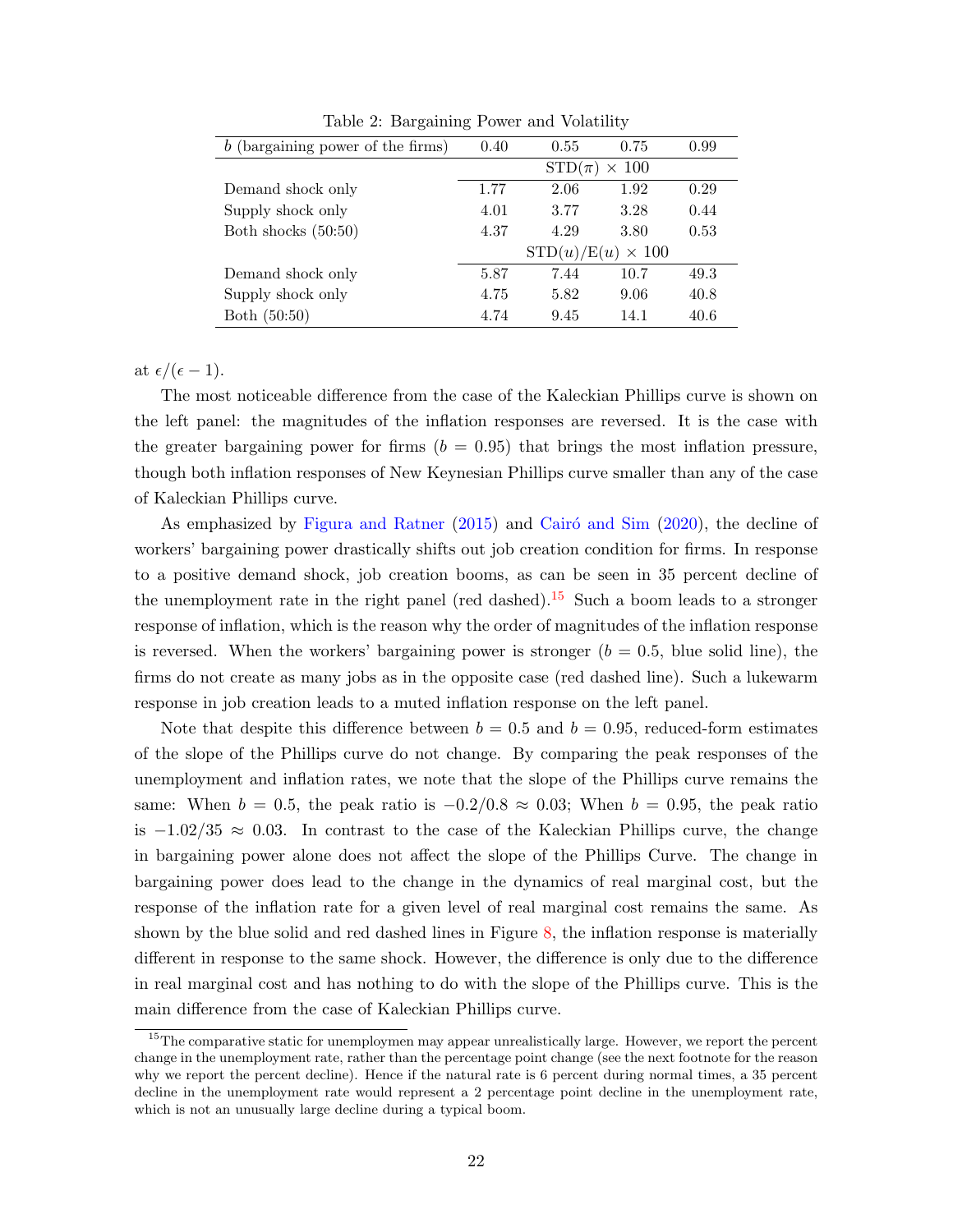Table 2: Bargaining Power and Volatility

| $b$ (bargaining power of the firms) | 0.40 | 0.55 | 0.75 | 0.99 |
|---|---|---|---|---|
| | STD($\pi$) $\times$ 100 | | | |
| Demand shock only | 1.77 | 2.06 | 1.92 | 0.29 |
| Supply shock only | 4.01 | 3.77 | 3.28 | 0.44 |
| Both shocks (50:50) | 4.37 | 4.29 | 3.80 | 0.53 |
| | STD($u$)/E($u$) $\times$ 100 | | | |
| Demand shock only | 5.87 | 7.44 | 10.7 | 49.3 |
| Supply shock only | 4.75 | 5.82 | 9.06 | 40.8 |
| Both (50:50) | 4.74 | 9.45 | 14.1 | 40.6 |

at $\epsilon/(\epsilon - 1)$.

The most noticeable difference from the case of the Kaleckian Phillips curve is shown on the left panel: the magnitudes of the inflation responses are reversed. It is the case with the greater bargaining power for firms ($b = 0.95$) that brings the most inflation pressure, though both inflation responses of New Keynesian Phillips curve smaller than any of the case of Kaleckian Phillips curve.

As emphasized by Figura and Ratner (2015) and Cairó and Sim (2020), the decline of workers' bargaining power drastically shifts out job creation condition for firms. In response to a positive demand shock, job creation booms, as can be seen in 35 percent decline of the unemployment rate in the right panel (red dashed).[15] Such a boom leads to a stronger response of inflation, which is the reason why the order of magnitudes of the inflation response is reversed. When the workers' bargaining power is stronger ($b = 0.5$, blue solid line), the firms do not create as many jobs as in the opposite case (red dashed line). Such a lukewarm response in job creation leads to a muted inflation response on the left panel.

Note that despite this difference between $b = 0.5$ and $b = 0.95$, reduced-form estimates of the slope of the Phillips curve do not change. By comparing the peak responses of the unemployment and inflation rates, we note that the slope of the Phillips curve remains the same: When $b = 0.5$, the peak ratio is $-0.2/0.8 \approx 0.03$; When $b = 0.95$, the peak ratio is $-1.02/35 \approx 0.03$. In contrast to the case of the Kaleckian Phillips curve, the change in bargaining power alone does not affect the slope of the Phillips Curve. The change in bargaining power does lead to the change in the dynamics of real marginal cost, but the response of the inflation rate for a given level of real marginal cost remains the same. As shown by the blue solid and red dashed lines in Figure 8, the inflation response is materially different in response to the same shock. However, the difference is only due to the difference in real marginal cost and has nothing to do with the slope of the Phillips curve. This is the main difference from the case of Kaleckian Phillips curve.

[15] The comparative static for unemploymen may appear unrealistically large. However, we report the percent change in the unemployment rate, rather than the percentage point change (see the next footnote for the reason why we report the percent decline). Hence if the natural rate is 6 percent during normal times, a 35 percent decline in the unemployment rate would represent a 2 percentage point decline in the unemployment rate, which is not an unusually large decline during a typical boom.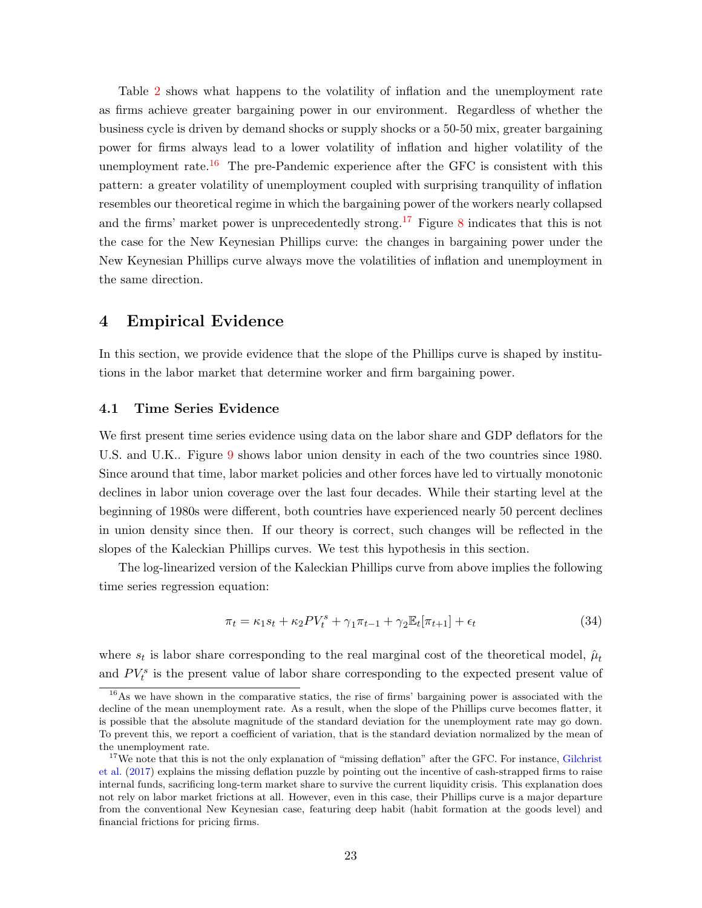Table 2 shows what happens to the volatility of inflation and the unemployment rate as firms achieve greater bargaining power in our environment. Regardless of whether the business cycle is driven by demand shocks or supply shocks or a 50-50 mix, greater bargaining power for firms always lead to a lower volatility of inflation and higher volatility of the unemployment rate.[16] The pre-Pandemic experience after the GFC is consistent with this pattern: a greater volatility of unemployment coupled with surprising tranquility of inflation resembles our theoretical regime in which the bargaining power of the workers nearly collapsed and the firms' market power is unprecedentedly strong.[17] Figure 8 indicates that this is not the case for the New Keynesian Phillips curve: the changes in bargaining power under the New Keynesian Phillips curve always move the volatilities of inflation and unemployment in the same direction.

# 4 Empirical Evidence

In this section, we provide evidence that the slope of the Phillips curve is shaped by institutions in the labor market that determine worker and firm bargaining power.

## 4.1 Time Series Evidence

We first present time series evidence using data on the labor share and GDP deflators for the U.S. and U.K.. Figure 9 shows labor union density in each of the two countries since 1980. Since around that time, labor market policies and other forces have led to virtually monotonic declines in labor union coverage over the last four decades. While their starting level at the beginning of 1980s were different, both countries have experienced nearly 50 percent declines in union density since then. If our theory is correct, such changes will be reflected in the slopes of the Kaleckian Phillips curves. We test this hypothesis in this section.

The log-linearized version of the Kaleckian Phillips curve from above implies the following time series regression equation:

$$\pi_t = \kappa_1 s_t + \kappa_2 PV_t^s + \gamma_1 \pi_{t-1} + \gamma_2 \mathbb{E}_t[\pi_{t+1}] + \epsilon_t \tag{34}$$

where $s_t$ is labor share corresponding to the real marginal cost of the theoretical model, $\hat{\mu}_t$ and $PV_t^s$ is the present value of labor share corresponding to the expected present value of

[16] As we have shown in the comparative statics, the rise of firms' bargaining power is associated with the decline of the mean unemployment rate. As a result, when the slope of the Phillips curve becomes flatter, it is possible that the absolute magnitude of the standard deviation for the unemployment rate may go down. To prevent this, we report a coefficient of variation, that is the standard deviation normalized by the mean of the unemployment rate.

[17] We note that this is not the only explanation of "missing deflation" after the GFC. For instance, Gilchrist et al. (2017) explains the missing deflation puzzle by pointing out the incentive of cash-strapped firms to raise internal funds, sacrificing long-term market share to survive the current liquidity crisis. This explanation does not rely on labor market frictions at all. However, even in this case, their Phillips curve is a major departure from the conventional New Keynesian case, featuring deep habit (habit formation at the goods level) and financial frictions for pricing firms.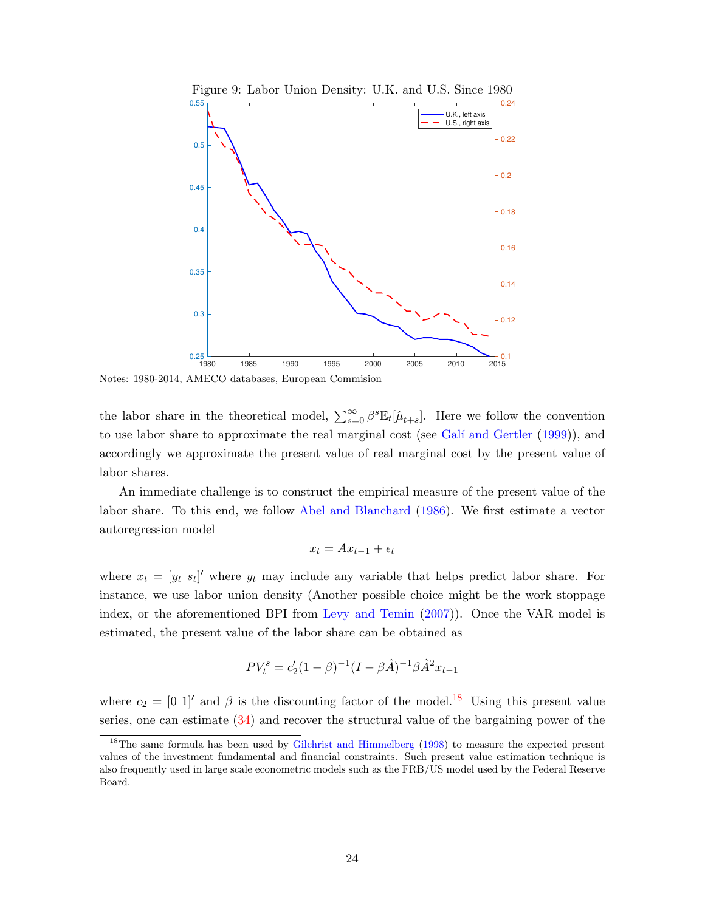Figure 9: Labor Union Density: U.K. and U.S. Since 1980

Notes: 1980-2014, AMECO databases, European Commision

the labor share in the theoretical model, $\sum_{s=0}^{\infty} \beta^s \mathbb{E}_t[\hat{\mu}_{t+s}]$. Here we follow the convention to use labor share to approximate the real marginal cost (see Galí and Gertler (1999)), and accordingly we approximate the present value of real marginal cost by the present value of labor shares.

An immediate challenge is to construct the empirical measure of the present value of the labor share. To this end, we follow Abel and Blanchard (1986). We first estimate a vector autoregression model

$$x_t = Ax_{t-1} + \epsilon_t$$

where $x_t = [y_t \ s_t]'$ where $y_t$ may include any variable that helps predict labor share. For instance, we use labor union density (Another possible choice might be the work stoppage index, or the aforementioned BPI from Levy and Temin (2007)). Once the VAR model is estimated, the present value of the labor share can be obtained as

$$PV_t^s = c_2'(1-\beta)^{-1}(I - \beta\hat{A})^{-1}\beta\hat{A}^2 x_{t-1}$$

where $c_2 = [0 \ 1]'$ and $\beta$ is the discounting factor of the model.[18] Using this present value series, one can estimate (34) and recover the structural value of the bargaining power of the

[18] The same formula has been used by Gilchrist and Himmelberg (1998) to measure the expected present values of the investment fundamental and financial constraints. Such present value estimation technique is also frequently used in large scale econometric models such as the FRB/US model used by the Federal Reserve Board.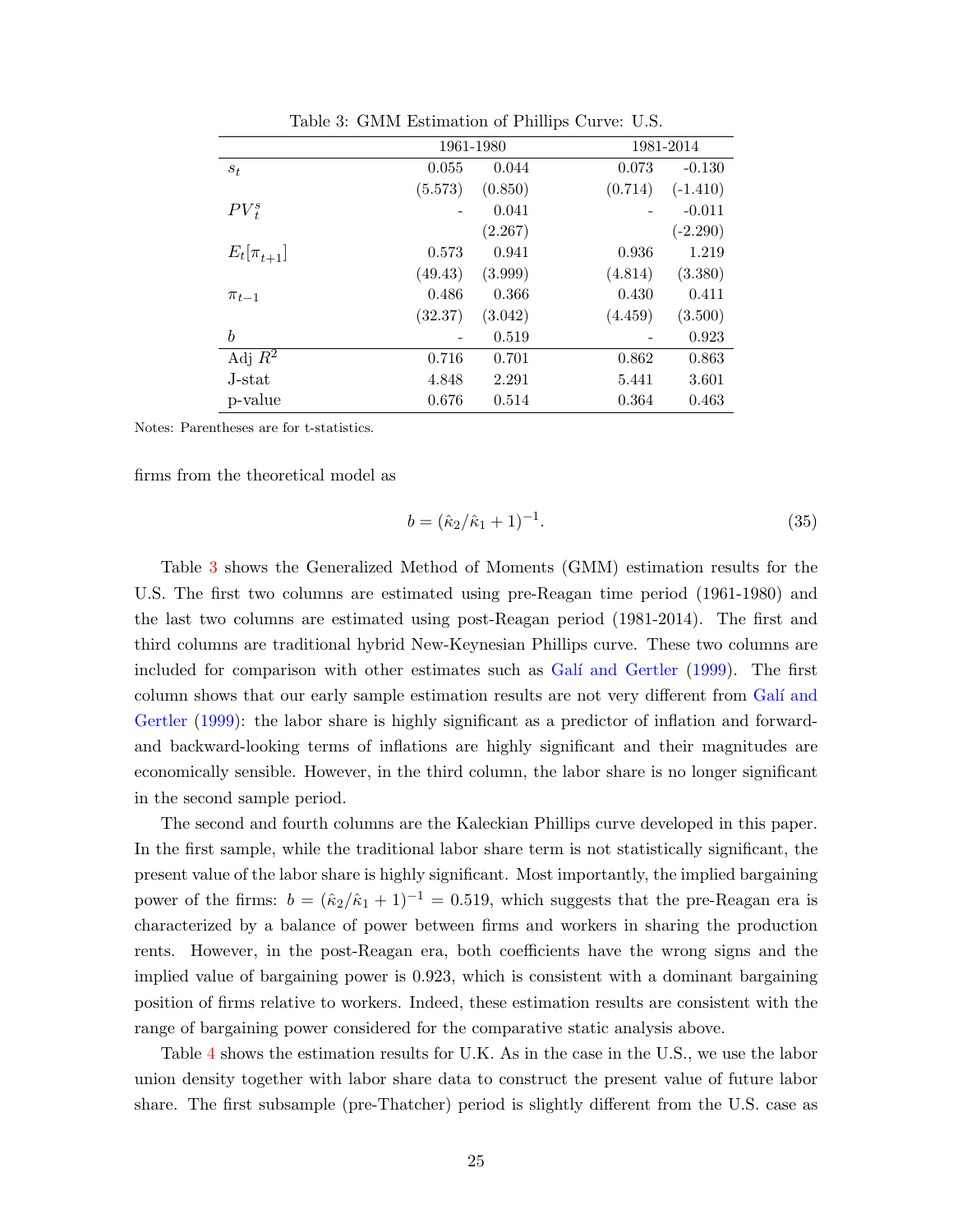Table 3: GMM Estimation of Phillips Curve: U.S.

| | 1961-1980 | | 1981-2014 | |
|---|---|---|---|---|
| $s_t$ | 0.055 | 0.044 | 0.073 | -0.130 |
| | (5.573) | (0.850) | (0.714) | (-1.410) |
| $PV_t^s$ | - | 0.041 | - | -0.011 |
| | | (2.267) | | (-2.290) |
| $E_t[\pi_{t+1}]$ | 0.573 | 0.941 | 0.936 | 1.219 |
| | (49.43) | (3.999) | (4.814) | (3.380) |
| $\pi_{t-1}$ | 0.486 | 0.366 | 0.430 | 0.411 |
| | (32.37) | (3.042) | (4.459) | (3.500) |
| $b$ | - | 0.519 | - | 0.923 |
| Adj $R^2$ | 0.716 | 0.701 | 0.862 | 0.863 |
| J-stat | 4.848 | 2.291 | 5.441 | 3.601 |
| p-value | 0.676 | 0.514 | 0.364 | 0.463 |

Notes: Parentheses are for t-statistics.

firms from the theoretical model as

$$b = (\hat{\kappa}_2/\hat{\kappa}_1 + 1)^{-1}. \tag{35}$$

Table 3 shows the Generalized Method of Moments (GMM) estimation results for the U.S. The first two columns are estimated using pre-Reagan time period (1961-1980) and the last two columns are estimated using post-Reagan period (1981-2014). The first and third columns are traditional hybrid New-Keynesian Phillips curve. These two columns are included for comparison with other estimates such as Galí and Gertler (1999). The first column shows that our early sample estimation results are not very different from Galí and Gertler (1999): the labor share is highly significant as a predictor of inflation and forward- and backward-looking terms of inflations are highly significant and their magnitudes are economically sensible. However, in the third column, the labor share is no longer significant in the second sample period.

The second and fourth columns are the Kaleckian Phillips curve developed in this paper. In the first sample, while the traditional labor share term is not statistically significant, the present value of the labor share is highly significant. Most importantly, the implied bargaining power of the firms: $b = (\hat{\kappa}_2/\hat{\kappa}_1 + 1)^{-1} = 0.519$, which suggests that the pre-Reagan era is characterized by a balance of power between firms and workers in sharing the production rents. However, in the post-Reagan era, both coefficients have the wrong signs and the implied value of bargaining power is 0.923, which is consistent with a dominant bargaining position of firms relative to workers. Indeed, these estimation results are consistent with the range of bargaining power considered for the comparative static analysis above.

Table 4 shows the estimation results for U.K. As in the case in the U.S., we use the labor union density together with labor share data to construct the present value of future labor share. The first subsample (pre-Thatcher) period is slightly different from the U.S. case as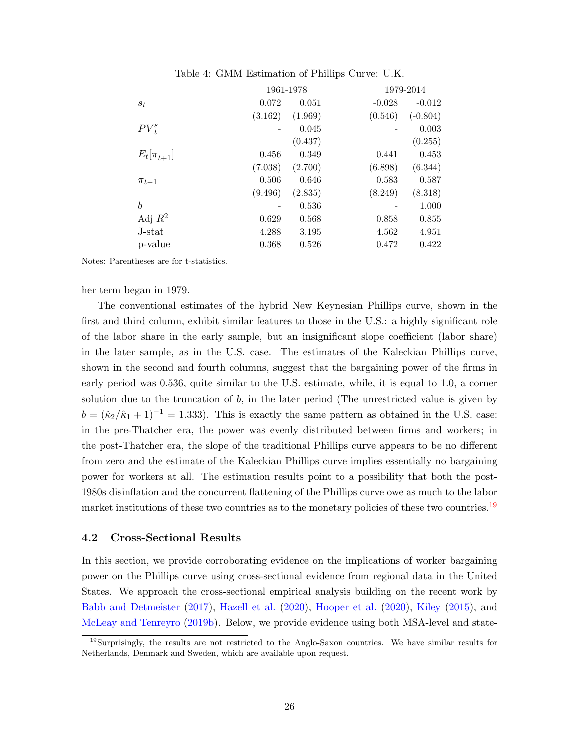Table 4: GMM Estimation of Phillips Curve: U.K.

| | 1961-1978 | | 1979-2014 | |
|---|---|---|---|---|
| $s_t$ | 0.072 | 0.051 | -0.028 | -0.012 |
| | (3.162) | (1.969) | (0.546) | (-0.804) |
| $PV_t^s$ | - | 0.045 | - | 0.003 |
| | | (0.437) | | (0.255) |
| $E_t[\pi_{t+1}]$ | 0.456 | 0.349 | 0.441 | 0.453 |
| | (7.038) | (2.700) | (6.898) | (6.344) |
| $\pi_{t-1}$ | 0.506 | 0.646 | 0.583 | 0.587 |
| | (9.496) | (2.835) | (8.249) | (8.318) |
| $b$ | - | 0.536 | - | 1.000 |
| Adj $R^2$ | 0.629 | 0.568 | 0.858 | 0.855 |
| J-stat | 4.288 | 3.195 | 4.562 | 4.951 |
| p-value | 0.368 | 0.526 | 0.472 | 0.422 |

Notes: Parentheses are for t-statistics.

her term began in 1979.

The conventional estimates of the hybrid New Keynesian Phillips curve, shown in the first and third column, exhibit similar features to those in the U.S.: a highly significant role of the labor share in the early sample, but an insignificant slope coefficient (labor share) in the later sample, as in the U.S. case. The estimates of the Kaleckian Phillips curve, shown in the second and fourth columns, suggest that the bargaining power of the firms in early period was 0.536, quite similar to the U.S. estimate, while, it is equal to 1.0, a corner solution due to the truncation of $b$, in the later period (The unrestricted value is given by $b = (\hat{\kappa}_2/\hat{\kappa}_1 + 1)^{-1} = 1.333$). This is exactly the same pattern as obtained in the U.S. case: in the pre-Thatcher era, the power was evenly distributed between firms and workers; in the post-Thatcher era, the slope of the traditional Phillips curve appears to be no different from zero and the estimate of the Kaleckian Phillips curve implies essentially no bargaining power for workers at all. The estimation results point to a possibility that both the post-1980s disinflation and the concurrent flattening of the Phillips curve owe as much to the labor market institutions of these two countries as to the monetary policies of these two countries.[19]

### 4.2 Cross-Sectional Results

In this section, we provide corroborating evidence on the implications of worker bargaining power on the Phillips curve using cross-sectional evidence from regional data in the United States. We approach the cross-sectional empirical analysis building on the recent work by Babb and Detmeister (2017), Hazell et al. (2020), Hooper et al. (2020), Kiley (2015), and McLeay and Tenreyro (2019b). Below, we provide evidence using both MSA-level and state-

[19] Surprisingly, the results are not restricted to the Anglo-Saxon countries. We have similar results for Netherlands, Denmark and Sweden, which are available upon request.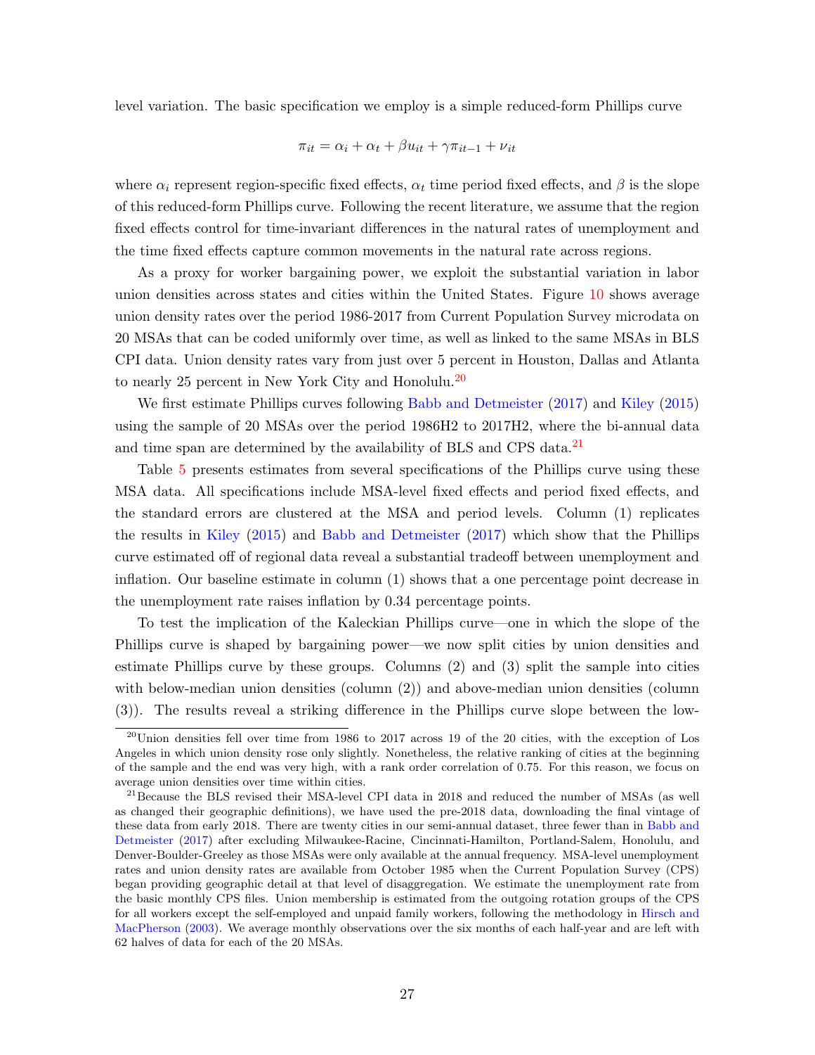level variation. The basic specification we employ is a simple reduced-form Phillips curve

$$\pi_{it} = \alpha_i + \alpha_t + \beta u_{it} + \gamma \pi_{it-1} + \nu_{it}$$

where $\alpha_i$ represent region-specific fixed effects, $\alpha_t$ time period fixed effects, and $\beta$ is the slope of this reduced-form Phillips curve. Following the recent literature, we assume that the region fixed effects control for time-invariant differences in the natural rates of unemployment and the time fixed effects capture common movements in the natural rate across regions.

As a proxy for worker bargaining power, we exploit the substantial variation in labor union densities across states and cities within the United States. Figure 10 shows average union density rates over the period 1986-2017 from Current Population Survey microdata on 20 MSAs that can be coded uniformly over time, as well as linked to the same MSAs in BLS CPI data. Union density rates vary from just over 5 percent in Houston, Dallas and Atlanta to nearly 25 percent in New York City and Honolulu.[20]

We first estimate Phillips curves following Babb and Detmeister (2017) and Kiley (2015) using the sample of 20 MSAs over the period 1986H2 to 2017H2, where the bi-annual data and time span are determined by the availability of BLS and CPS data.[21]

Table 5 presents estimates from several specifications of the Phillips curve using these MSA data. All specifications include MSA-level fixed effects and period fixed effects, and the standard errors are clustered at the MSA and period levels. Column (1) replicates the results in Kiley (2015) and Babb and Detmeister (2017) which show that the Phillips curve estimated off of regional data reveal a substantial tradeoff between unemployment and inflation. Our baseline estimate in column (1) shows that a one percentage point decrease in the unemployment rate raises inflation by 0.34 percentage points.

To test the implication of the Kaleckian Phillips curve—one in which the slope of the Phillips curve is shaped by bargaining power—we now split cities by union densities and estimate Phillips curve by these groups. Columns (2) and (3) split the sample into cities with below-median union densities (column (2)) and above-median union densities (column (3)). The results reveal a striking difference in the Phillips curve slope between the low-

[20] Union densities fell over time from 1986 to 2017 across 19 of the 20 cities, with the exception of Los Angeles in which union density rose only slightly. Nonetheless, the relative ranking of cities at the beginning of the sample and the end was very high, with a rank order correlation of 0.75. For this reason, we focus on average union densities over time within cities.

[21] Because the BLS revised their MSA-level CPI data in 2018 and reduced the number of MSAs (as well as changed their geographic definitions), we have used the pre-2018 data, downloading the final vintage of these data from early 2018. There are twenty cities in our semi-annual dataset, three fewer than in Babb and Detmeister (2017) after excluding Milwaukee-Racine, Cincinnati-Hamilton, Portland-Salem, Honolulu, and Denver-Boulder-Greeley as those MSAs were only available at the annual frequency. MSA-level unemployment rates and union density rates are available from October 1985 when the Current Population Survey (CPS) began providing geographic detail at that level of disaggregation. We estimate the unemployment rate from the basic monthly CPS files. Union membership is estimated from the outgoing rotation groups of the CPS for all workers except the self-employed and unpaid family workers, following the methodology in Hirsch and MacPherson (2003). We average monthly observations over the six months of each half-year and are left with 62 halves of data for each of the 20 MSAs.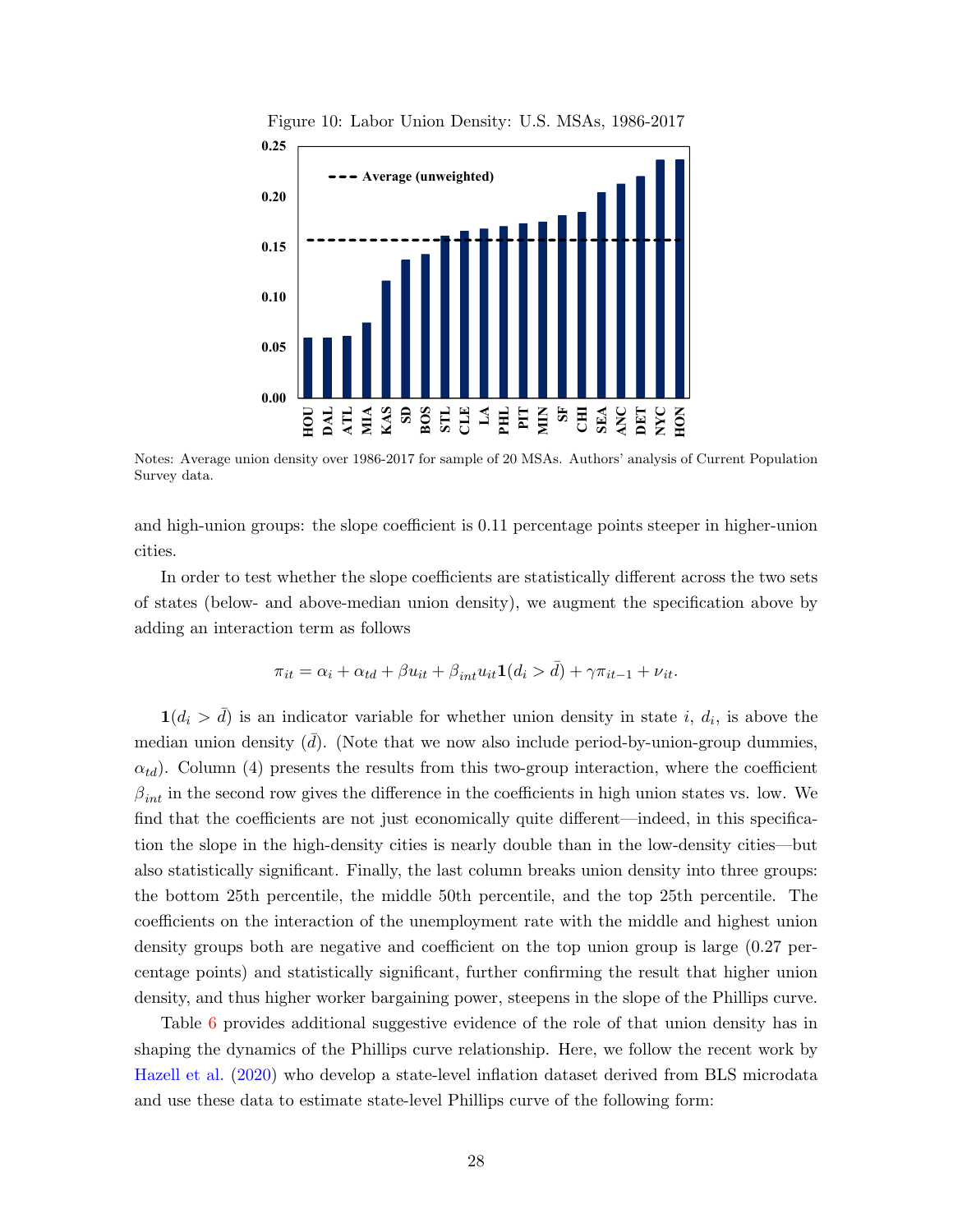Figure 10: Labor Union Density: U.S. MSAs, 1986-2017

Notes: Average union density over 1986-2017 for sample of 20 MSAs. Authors' analysis of Current Population Survey data.

and high-union groups: the slope coefficient is 0.11 percentage points steeper in higher-union cities.

In order to test whether the slope coefficients are statistically different across the two sets of states (below- and above-median union density), we augment the specification above by adding an interaction term as follows

$$\pi_{it} = \alpha_i + \alpha_{td} + \beta u_{it} + \beta_{int} u_{it} \mathbf{1}(d_i > \bar{d}) + \gamma \pi_{it-1} + \nu_{it}.$$

$\mathbf{1}(d_i > \bar{d})$ is an indicator variable for whether union density in state $i$, $d_i$, is above the median union density ($\bar{d}$). (Note that we now also include period-by-union-group dummies, $\alpha_{td}$). Column (4) presents the results from this two-group interaction, where the coefficient $\beta_{int}$ in the second row gives the difference in the coefficients in high union states vs. low. We find that the coefficients are not just economically quite different—indeed, in this specification the slope in the high-density cities is nearly double than in the low-density cities—but also statistically significant. Finally, the last column breaks union density into three groups: the bottom 25th percentile, the middle 50th percentile, and the top 25th percentile. The coefficients on the interaction of the unemployment rate with the middle and highest union density groups both are negative and coefficient on the top union group is large (0.27 percentage points) and statistically significant, further confirming the result that higher union density, and thus higher worker bargaining power, steepens in the slope of the Phillips curve.

Table 6 provides additional suggestive evidence of the role of that union density has in shaping the dynamics of the Phillips curve relationship. Here, we follow the recent work by Hazell et al. (2020) who develop a state-level inflation dataset derived from BLS microdata and use these data to estimate state-level Phillips curve of the following form: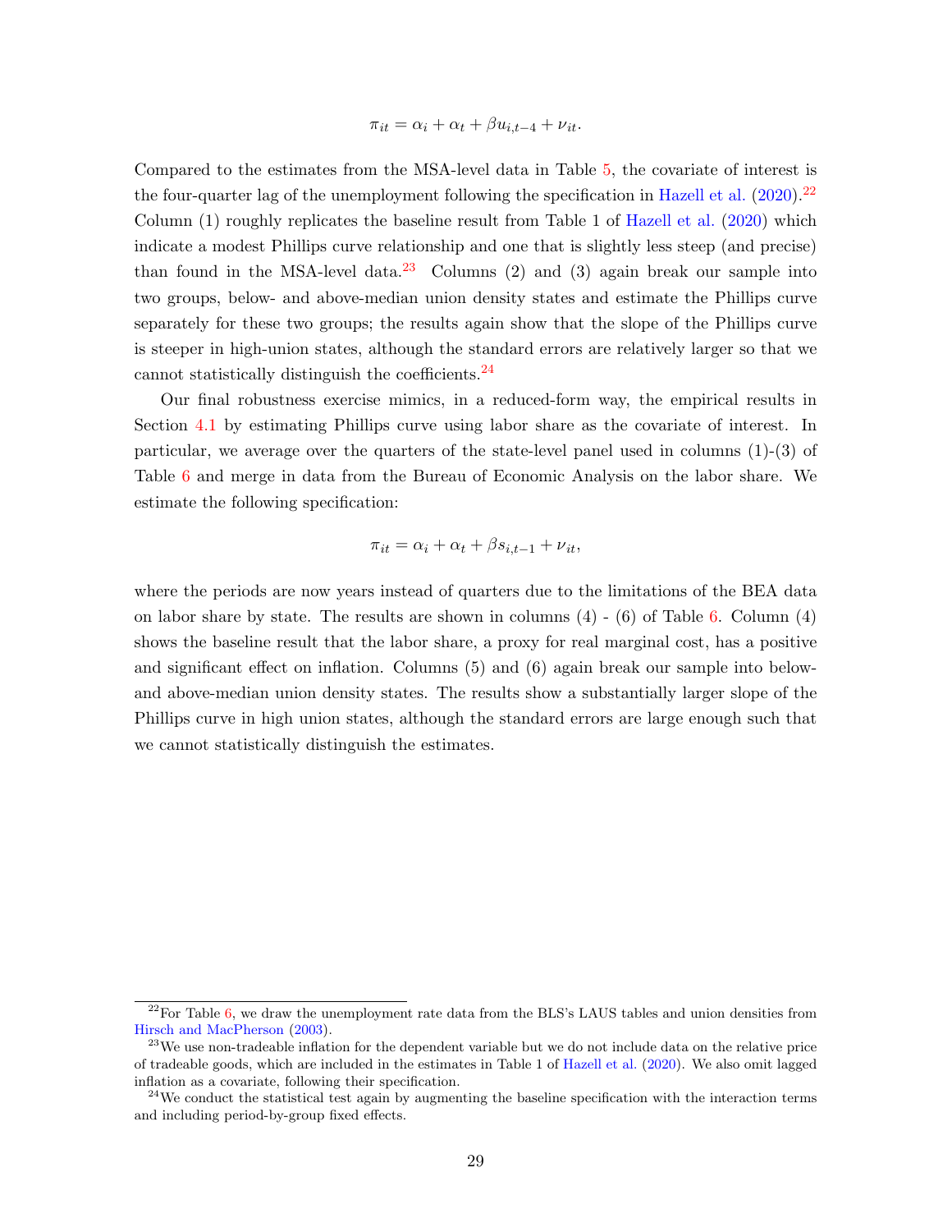$$\pi_{it} = \alpha_i + \alpha_t + \beta u_{i,t-4} + \nu_{it}.$$

Compared to the estimates from the MSA-level data in Table 5, the covariate of interest is the four-quarter lag of the unemployment following the specification in Hazell et al. (2020).[22] Column (1) roughly replicates the baseline result from Table 1 of Hazell et al. (2020) which indicate a modest Phillips curve relationship and one that is slightly less steep (and precise) than found in the MSA-level data.[23] Columns (2) and (3) again break our sample into two groups, below- and above-median union density states and estimate the Phillips curve separately for these two groups; the results again show that the slope of the Phillips curve is steeper in high-union states, although the standard errors are relatively larger so that we cannot statistically distinguish the coefficients.[24]

Our final robustness exercise mimics, in a reduced-form way, the empirical results in Section 4.1 by estimating Phillips curve using labor share as the covariate of interest. In particular, we average over the quarters of the state-level panel used in columns (1)-(3) of Table 6 and merge in data from the Bureau of Economic Analysis on the labor share. We estimate the following specification:

$$\pi_{it} = \alpha_i + \alpha_t + \beta s_{i,t-1} + \nu_{it},$$

where the periods are now years instead of quarters due to the limitations of the BEA data on labor share by state. The results are shown in columns (4) - (6) of Table 6. Column (4) shows the baseline result that the labor share, a proxy for real marginal cost, has a positive and significant effect on inflation. Columns (5) and (6) again break our sample into below- and above-median union density states. The results show a substantially larger slope of the Phillips curve in high union states, although the standard errors are large enough such that we cannot statistically distinguish the estimates.

---

[22] For Table 6, we draw the unemployment rate data from the BLS's LAUS tables and union densities from Hirsch and MacPherson (2003).

[23] We use non-tradeable inflation for the dependent variable but we do not include data on the relative price of tradeable goods, which are included in the estimates in Table 1 of Hazell et al. (2020). We also omit lagged inflation as a covariate, following their specification.

[24] We conduct the statistical test again by augmenting the baseline specification with the interaction terms and including period-by-group fixed effects.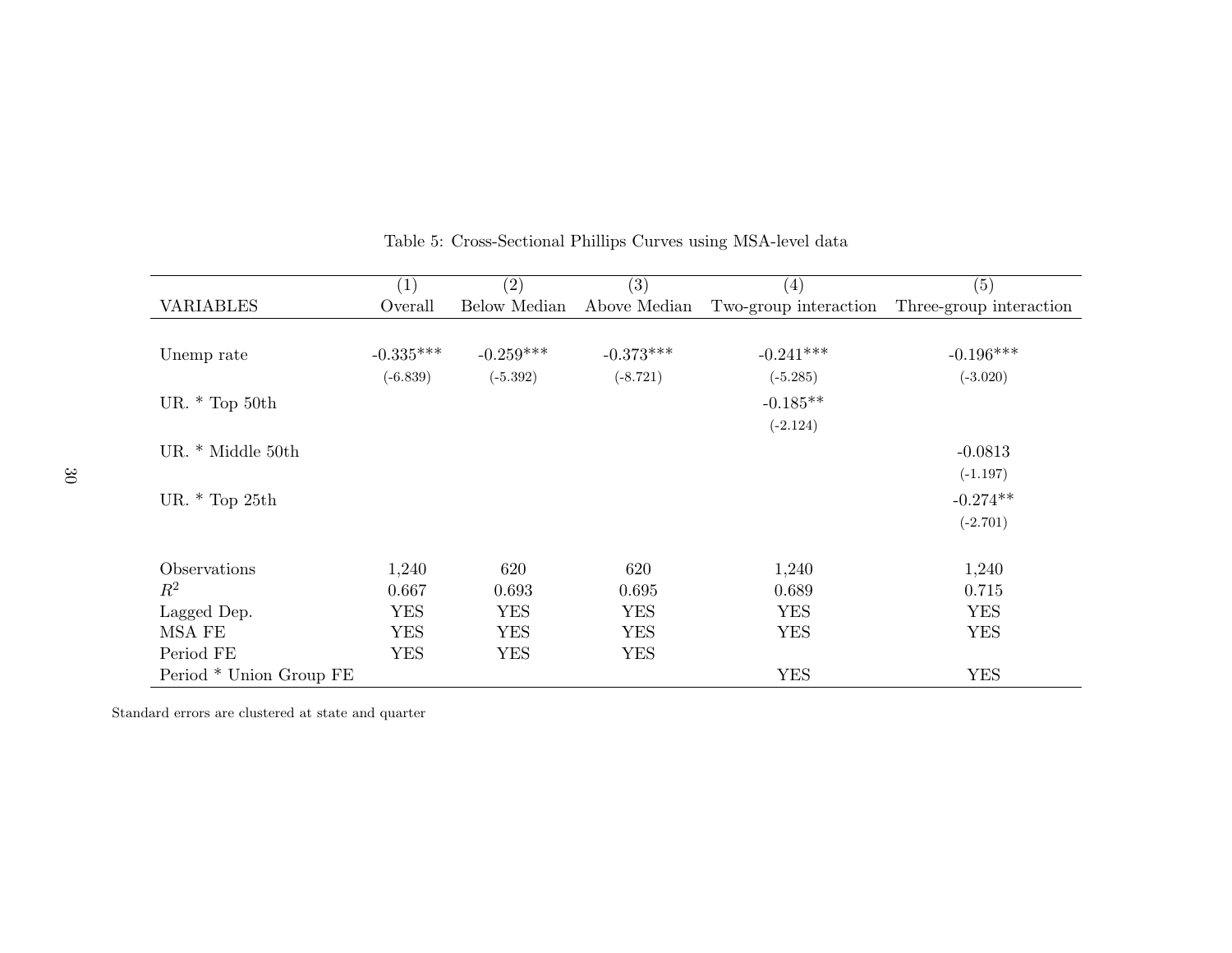Table 5: Cross-Sectional Phillips Curves using MSA-level data

| VARIABLES | (1)<br>Overall | (2)<br>Below Median | (3)<br>Above Median | (4)<br>Two-group interaction | (5)<br>Three-group interaction |
|---|---|---|---|---|---|
| Unemp rate | -0.335*** | -0.259*** | -0.373*** | -0.241*** | -0.196*** |
| | (-6.839) | (-5.392) | (-8.721) | (-5.285) | (-3.020) |
| UR. * Top 50th | | | | -0.185** | |
| | | | | (-2.124) | |
| UR. * Middle 50th | | | | | -0.0813 |
| | | | | | (-1.197) |
| UR. * Top 25th | | | | | -0.274** |
| | | | | | (-2.701) |
| Observations | 1,240 | 620 | 620 | 1,240 | 1,240 |
| $R^2$ | 0.667 | 0.693 | 0.695 | 0.689 | 0.715 |
| Lagged Dep. | YES | YES | YES | YES | YES |
| MSA FE | YES | YES | YES | YES | YES |
| Period FE | YES | YES | YES | | |
| Period * Union Group FE | | | | YES | YES |

Standard errors are clustered at state and quarter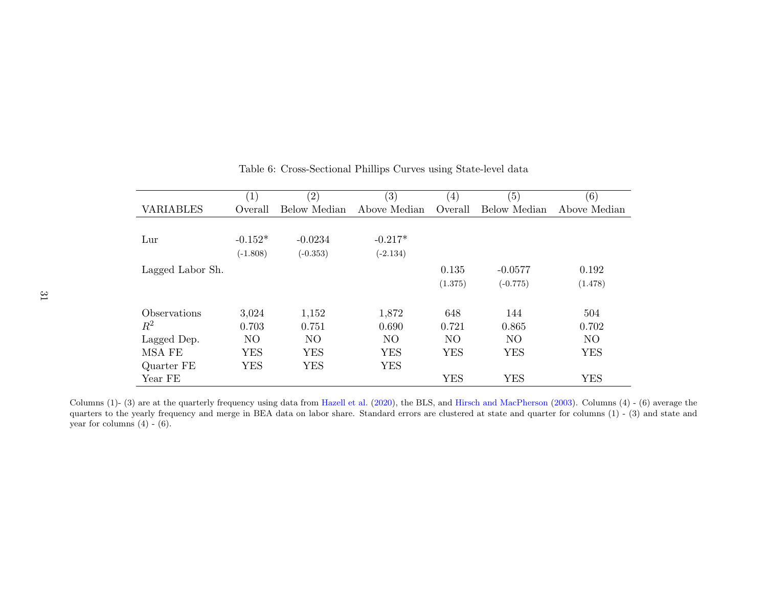Table 6: Cross-Sectional Phillips Curves using State-level data

| VARIABLES | (1) Overall | (2) Below Median | (3) Above Median | (4) Overall | (5) Below Median | (6) Above Median |
|---|---|---|---|---|---|---|
| Lur | -0.152* | -0.0234 | -0.217* | | | |
| | (-1.808) | (-0.353) | (-2.134) | | | |
| Lagged Labor Sh. | | | | 0.135 | -0.0577 | 0.192 |
| | | | | (1.375) | (-0.775) | (1.478) |
| Observations | 3,024 | 1,152 | 1,872 | 648 | 144 | 504 |
| $R^2$ | 0.703 | 0.751 | 0.690 | 0.721 | 0.865 | 0.702 |
| Lagged Dep. | NO | NO | NO | NO | NO | NO |
| MSA FE | YES | YES | YES | YES | YES | YES |
| Quarter FE | YES | YES | YES | | | |
| Year FE | | | | YES | YES | YES |

Columns (1)- (3) are at the quarterly frequency using data from Hazell et al. (2020), the BLS, and Hirsch and MacPherson (2003). Columns (4) - (6) average the quarters to the yearly frequency and merge in BEA data on labor share. Standard errors are clustered at state and quarter for columns (1) - (3) and state and year for columns (4) - (6).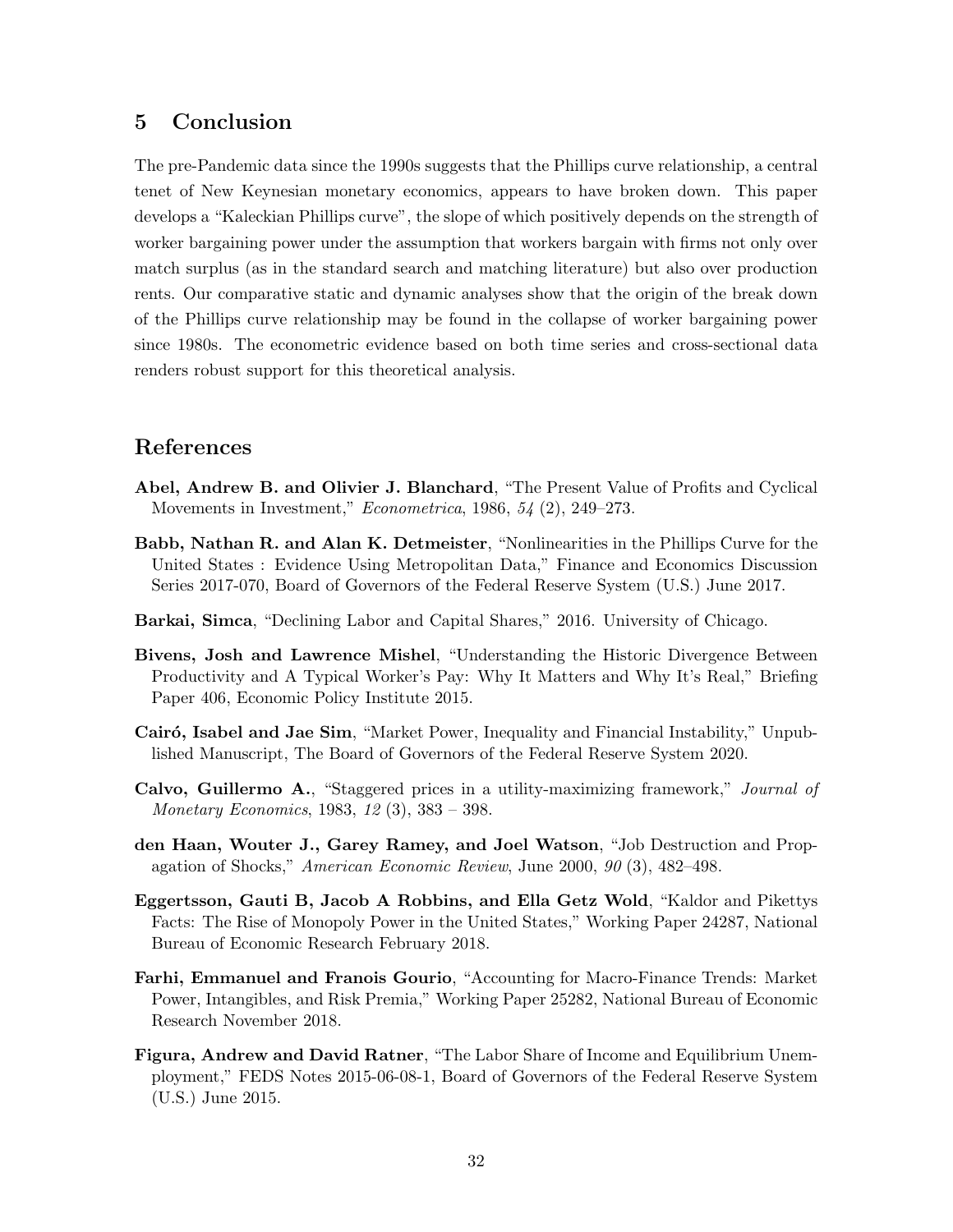## 5 Conclusion

The pre-Pandemic data since the 1990s suggests that the Phillips curve relationship, a central tenet of New Keynesian monetary economics, appears to have broken down. This paper develops a "Kaleckian Phillips curve", the slope of which positively depends on the strength of worker bargaining power under the assumption that workers bargain with firms not only over match surplus (as in the standard search and matching literature) but also over production rents. Our comparative static and dynamic analyses show that the origin of the break down of the Phillips curve relationship may be found in the collapse of worker bargaining power since 1980s. The econometric evidence based on both time series and cross-sectional data renders robust support for this theoretical analysis.

## References

**Abel, Andrew B. and Olivier J. Blanchard**, "The Present Value of Profits and Cyclical Movements in Investment," *Econometrica*, 1986, *54* (2), 249–273.

**Babb, Nathan R. and Alan K. Detmeister**, "Nonlinearities in the Phillips Curve for the United States : Evidence Using Metropolitan Data," Finance and Economics Discussion Series 2017-070, Board of Governors of the Federal Reserve System (U.S.) June 2017.

**Barkai, Simca**, "Declining Labor and Capital Shares," 2016. University of Chicago.

**Bivens, Josh and Lawrence Mishel**, "Understanding the Historic Divergence Between Productivity and A Typical Worker's Pay: Why It Matters and Why It's Real," Briefing Paper 406, Economic Policy Institute 2015.

**Cairó, Isabel and Jae Sim**, "Market Power, Inequality and Financial Instability," Unpublished Manuscript, The Board of Governors of the Federal Reserve System 2020.

**Calvo, Guillermo A.**, "Staggered prices in a utility-maximizing framework," *Journal of Monetary Economics*, 1983, *12* (3), 383 – 398.

**den Haan, Wouter J., Garey Ramey, and Joel Watson**, "Job Destruction and Propagation of Shocks," *American Economic Review*, June 2000, *90* (3), 482–498.

**Eggertsson, Gauti B, Jacob A Robbins, and Ella Getz Wold**, "Kaldor and Pikettys Facts: The Rise of Monopoly Power in the United States," Working Paper 24287, National Bureau of Economic Research February 2018.

**Farhi, Emmanuel and Franois Gourio**, "Accounting for Macro-Finance Trends: Market Power, Intangibles, and Risk Premia," Working Paper 25282, National Bureau of Economic Research November 2018.

**Figura, Andrew and David Ratner**, "The Labor Share of Income and Equilibrium Unemployment," FEDS Notes 2015-06-08-1, Board of Governors of the Federal Reserve System (U.S.) June 2015.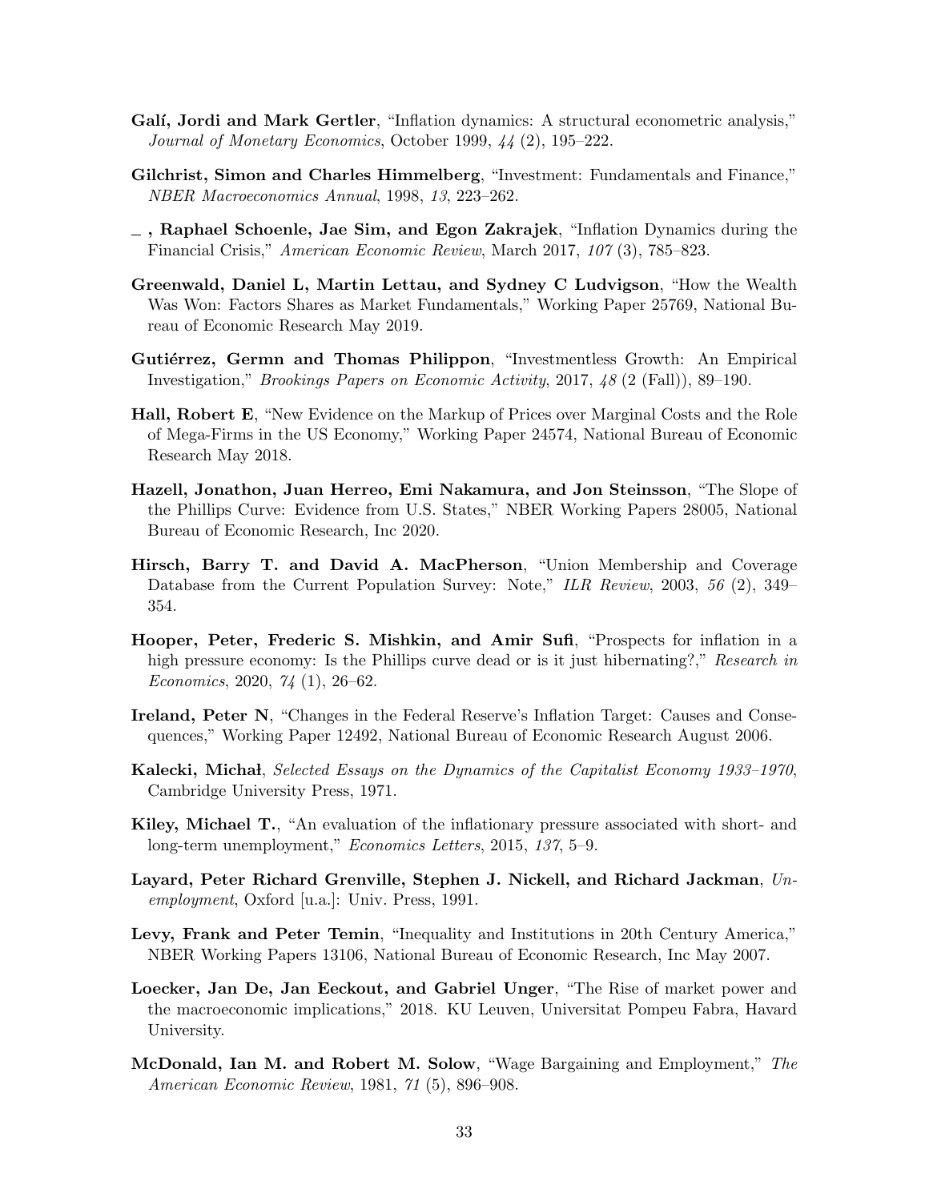**Galí, Jordi and Mark Gertler**, "Inflation dynamics: A structural econometric analysis," *Journal of Monetary Economics*, October 1999, *44* (2), 195–222.

**Gilchrist, Simon and Charles Himmelberg**, "Investment: Fundamentals and Finance," *NBER Macroeconomics Annual*, 1998, *13*, 223–262.

**\_ , Raphael Schoenle, Jae Sim, and Egon Zakrajek**, "Inflation Dynamics during the Financial Crisis," *American Economic Review*, March 2017, *107* (3), 785–823.

**Greenwald, Daniel L, Martin Lettau, and Sydney C Ludvigson**, "How the Wealth Was Won: Factors Shares as Market Fundamentals," Working Paper 25769, National Bureau of Economic Research May 2019.

**Gutiérrez, Germn and Thomas Philippon**, "Investmentless Growth: An Empirical Investigation," *Brookings Papers on Economic Activity*, 2017, *48* (2 (Fall)), 89–190.

**Hall, Robert E**, "New Evidence on the Markup of Prices over Marginal Costs and the Role of Mega-Firms in the US Economy," Working Paper 24574, National Bureau of Economic Research May 2018.

**Hazell, Jonathon, Juan Herreo, Emi Nakamura, and Jon Steinsson**, "The Slope of the Phillips Curve: Evidence from U.S. States," NBER Working Papers 28005, National Bureau of Economic Research, Inc 2020.

**Hirsch, Barry T. and David A. MacPherson**, "Union Membership and Coverage Database from the Current Population Survey: Note," *ILR Review*, 2003, *56* (2), 349–354.

**Hooper, Peter, Frederic S. Mishkin, and Amir Sufi**, "Prospects for inflation in a high pressure economy: Is the Phillips curve dead or is it just hibernating?," *Research in Economics*, 2020, *74* (1), 26–62.

**Ireland, Peter N**, "Changes in the Federal Reserve's Inflation Target: Causes and Consequences," Working Paper 12492, National Bureau of Economic Research August 2006.

**Kalecki, Michał**, *Selected Essays on the Dynamics of the Capitalist Economy 1933–1970*, Cambridge University Press, 1971.

**Kiley, Michael T.**, "An evaluation of the inflationary pressure associated with short- and long-term unemployment," *Economics Letters*, 2015, *137*, 5–9.

**Layard, Peter Richard Grenville, Stephen J. Nickell, and Richard Jackman**, *Unemployment*, Oxford [u.a.]: Univ. Press, 1991.

**Levy, Frank and Peter Temin**, "Inequality and Institutions in 20th Century America," NBER Working Papers 13106, National Bureau of Economic Research, Inc May 2007.

**Loecker, Jan De, Jan Eeckout, and Gabriel Unger**, "The Rise of market power and the macroeconomic implications," 2018. KU Leuven, Universitat Pompeu Fabra, Havard University.

**McDonald, Ian M. and Robert M. Solow**, "Wage Bargaining and Employment," *The American Economic Review*, 1981, *71* (5), 896–908.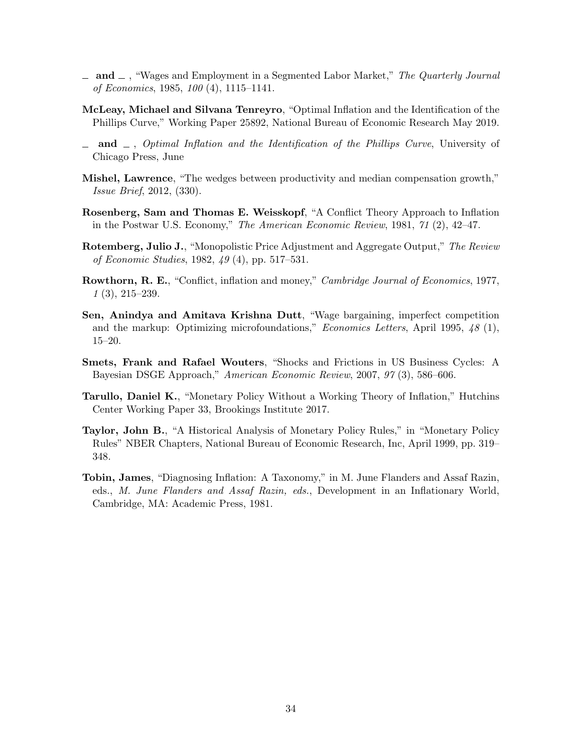— **and** — , "Wages and Employment in a Segmented Labor Market," *The Quarterly Journal of Economics*, 1985, *100* (4), 1115–1141.

**McLeay, Michael and Silvana Tenreyro**, "Optimal Inflation and the Identification of the Phillips Curve," Working Paper 25892, National Bureau of Economic Research May 2019.

— **and** — , *Optimal Inflation and the Identification of the Phillips Curve*, University of Chicago Press, June

**Mishel, Lawrence**, "The wedges between productivity and median compensation growth," *Issue Brief*, 2012, (330).

**Rosenberg, Sam and Thomas E. Weisskopf**, "A Conflict Theory Approach to Inflation in the Postwar U.S. Economy," *The American Economic Review*, 1981, *71* (2), 42–47.

**Rotemberg, Julio J.**, "Monopolistic Price Adjustment and Aggregate Output," *The Review of Economic Studies*, 1982, *49* (4), pp. 517–531.

**Rowthorn, R. E.**, "Conflict, inflation and money," *Cambridge Journal of Economics*, 1977, *1* (3), 215–239.

**Sen, Anindya and Amitava Krishna Dutt**, "Wage bargaining, imperfect competition and the markup: Optimizing microfoundations," *Economics Letters*, April 1995, *48* (1), 15–20.

**Smets, Frank and Rafael Wouters**, "Shocks and Frictions in US Business Cycles: A Bayesian DSGE Approach," *American Economic Review*, 2007, *97* (3), 586–606.

**Tarullo, Daniel K.**, "Monetary Policy Without a Working Theory of Inflation," Hutchins Center Working Paper 33, Brookings Institute 2017.

**Taylor, John B.**, "A Historical Analysis of Monetary Policy Rules," in "Monetary Policy Rules" NBER Chapters, National Bureau of Economic Research, Inc, April 1999, pp. 319–348.

**Tobin, James**, "Diagnosing Inflation: A Taxonomy," in M. June Flanders and Assaf Razin, eds., *M. June Flanders and Assaf Razin, eds.*, Development in an Inflationary World, Cambridge, MA: Academic Press, 1981.